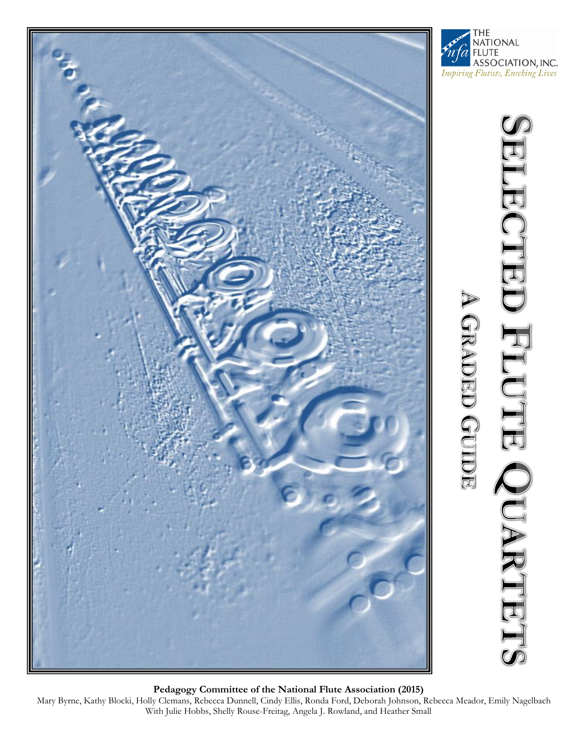THE NATIONAL FLUTE ASSOCIATION, INC.

*Inspiring Flutists, Enriching Lives*

# Selected Flute Quartets

## A Graded Guide

**Pedagogy Committee of the National Flute Association (2015)**

Mary Byrne, Kathy Blocki, Holly Clemans, Rebecca Dunnell, Cindy Ellis, Ronda Ford, Deborah Johnson, Rebecca Meador, Emily Nagelbach
With Julie Hobbs, Shelly Rouse-Freitag, Angela J. Rowland, and Heather Small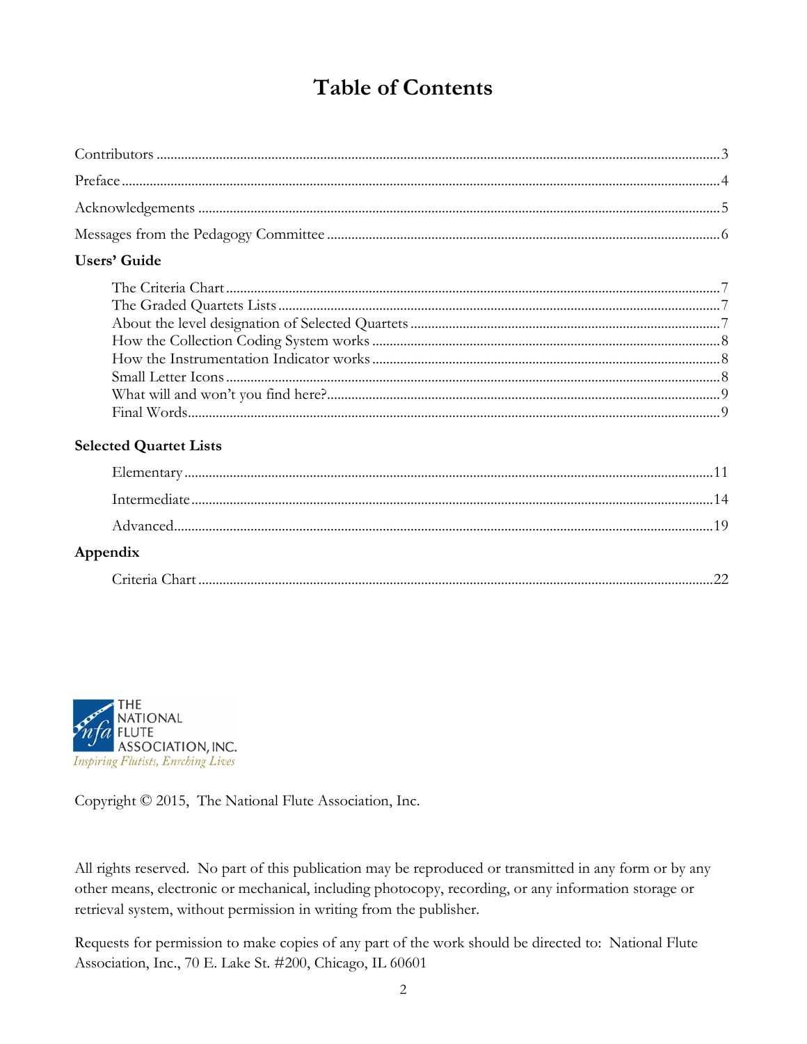# Table of Contents

Contributors ....................................................................................................................................3

Preface ..............................................................................................................................................4

Acknowledgements ........................................................................................................................5

Messages from the Pedagogy Committee ...................................................................................6

**Users' Guide**

- The Criteria Chart .......................................................................................................................7
- The Graded Quartets Lists .........................................................................................................7
- About the level designation of Selected Quartets ....................................................................7
- How the Collection Coding System works ...............................................................................8
- How the Instrumentation Indicator works ...............................................................................8
- Small Letter Icons .......................................................................................................................8
- What will and won't you find here? ..........................................................................................9
- Final Words ..................................................................................................................................9

**Selected Quartet Lists**

- Elementary ..................................................................................................................................11
- Intermediate ...............................................................................................................................14
- Advanced ....................................................................................................................................19

**Appendix**

- Criteria Chart .............................................................................................................................22

THE NATIONAL FLUTE ASSOCIATION, INC.
*Inspiring Flutists, Enriching Lives*

Copyright © 2015, The National Flute Association, Inc.

All rights reserved. No part of this publication may be reproduced or transmitted in any form or by any other means, electronic or mechanical, including photocopy, recording, or any information storage or retrieval system, without permission in writing from the publisher.

Requests for permission to make copies of any part of the work should be directed to: National Flute Association, Inc., 70 E. Lake St. #200, Chicago, IL 60601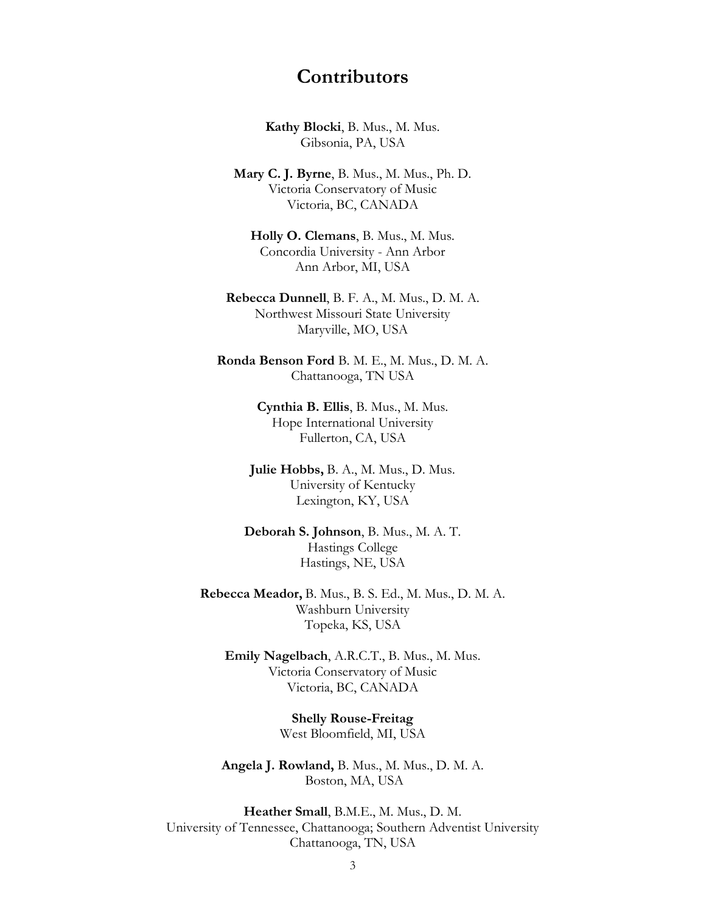# Contributors

**Kathy Blocki**, B. Mus., M. Mus.
Gibsonia, PA, USA

**Mary C. J. Byrne**, B. Mus., M. Mus., Ph. D.
Victoria Conservatory of Music
Victoria, BC, CANADA

**Holly O. Clemans**, B. Mus., M. Mus.
Concordia University - Ann Arbor
Ann Arbor, MI, USA

**Rebecca Dunnell**, B. F. A., M. Mus., D. M. A.
Northwest Missouri State University
Maryville, MO, USA

**Ronda Benson Ford** B. M. E., M. Mus., D. M. A.
Chattanooga, TN USA

**Cynthia B. Ellis**, B. Mus., M. Mus.
Hope International University
Fullerton, CA, USA

**Julie Hobbs,** B. A., M. Mus., D. Mus.
University of Kentucky
Lexington, KY, USA

**Deborah S. Johnson**, B. Mus., M. A. T.
Hastings College
Hastings, NE, USA

**Rebecca Meador,** B. Mus., B. S. Ed., M. Mus., D. M. A.
Washburn University
Topeka, KS, USA

**Emily Nagelbach**, A.R.C.T., B. Mus., M. Mus.
Victoria Conservatory of Music
Victoria, BC, CANADA

**Shelly Rouse-Freitag**
West Bloomfield, MI, USA

**Angela J. Rowland,** B. Mus., M. Mus., D. M. A.
Boston, MA, USA

**Heather Small**, B.M.E., M. Mus., D. M.
University of Tennessee, Chattanooga; Southern Adventist University
Chattanooga, TN, USA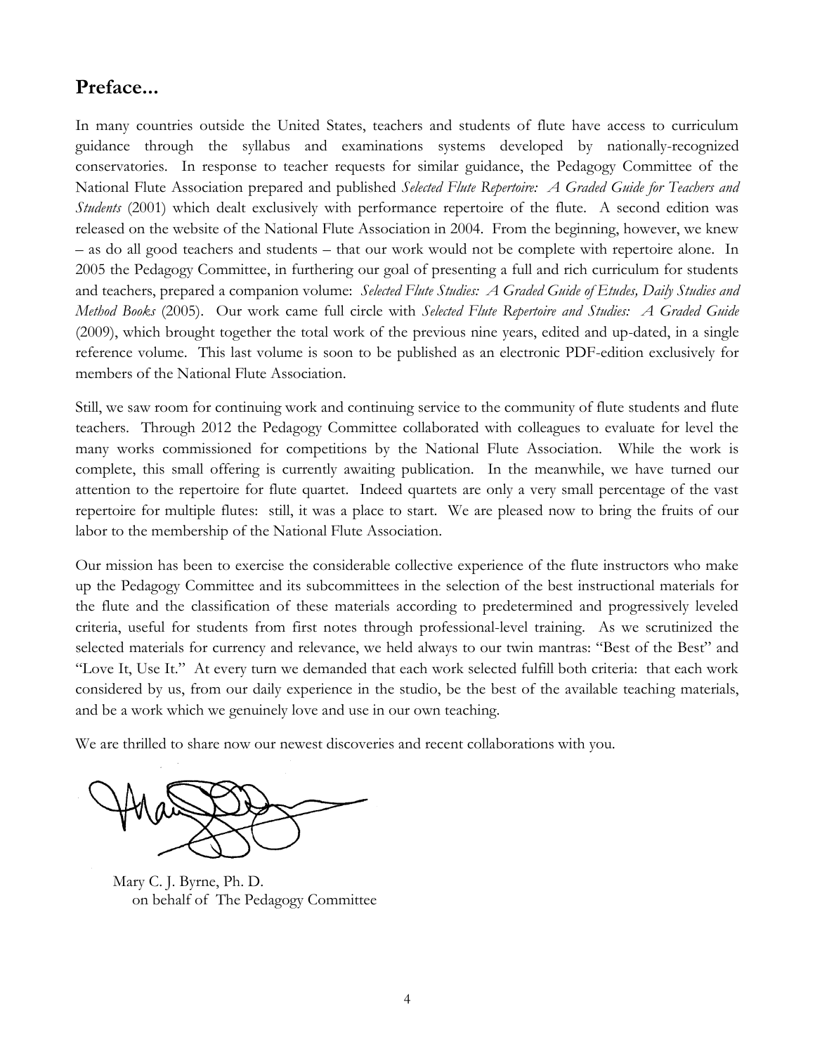## Preface...

In many countries outside the United States, teachers and students of flute have access to curriculum guidance through the syllabus and examinations systems developed by nationally-recognized conservatories. In response to teacher requests for similar guidance, the Pedagogy Committee of the National Flute Association prepared and published *Selected Flute Repertoire: A Graded Guide for Teachers and Students* (2001) which dealt exclusively with performance repertoire of the flute. A second edition was released on the website of the National Flute Association in 2004. From the beginning, however, we knew – as do all good teachers and students – that our work would not be complete with repertoire alone. In 2005 the Pedagogy Committee, in furthering our goal of presenting a full and rich curriculum for students and teachers, prepared a companion volume: *Selected Flute Studies: A Graded Guide of Etudes, Daily Studies and Method Books* (2005). Our work came full circle with *Selected Flute Repertoire and Studies: A Graded Guide* (2009), which brought together the total work of the previous nine years, edited and up-dated, in a single reference volume. This last volume is soon to be published as an electronic PDF-edition exclusively for members of the National Flute Association.

Still, we saw room for continuing work and continuing service to the community of flute students and flute teachers. Through 2012 the Pedagogy Committee collaborated with colleagues to evaluate for level the many works commissioned for competitions by the National Flute Association. While the work is complete, this small offering is currently awaiting publication. In the meanwhile, we have turned our attention to the repertoire for flute quartet. Indeed quartets are only a very small percentage of the vast repertoire for multiple flutes: still, it was a place to start. We are pleased now to bring the fruits of our labor to the membership of the National Flute Association.

Our mission has been to exercise the considerable collective experience of the flute instructors who make up the Pedagogy Committee and its subcommittees in the selection of the best instructional materials for the flute and the classification of these materials according to predetermined and progressively leveled criteria, useful for students from first notes through professional-level training. As we scrutinized the selected materials for currency and relevance, we held always to our twin mantras: "Best of the Best" and "Love It, Use It." At every turn we demanded that each work selected fulfill both criteria: that each work considered by us, from our daily experience in the studio, be the best of the available teaching materials, and be a work which we genuinely love and use in our own teaching.

We are thrilled to share now our newest discoveries and recent collaborations with you.

Mary C. J. Byrne, Ph. D.
on behalf of The Pedagogy Committee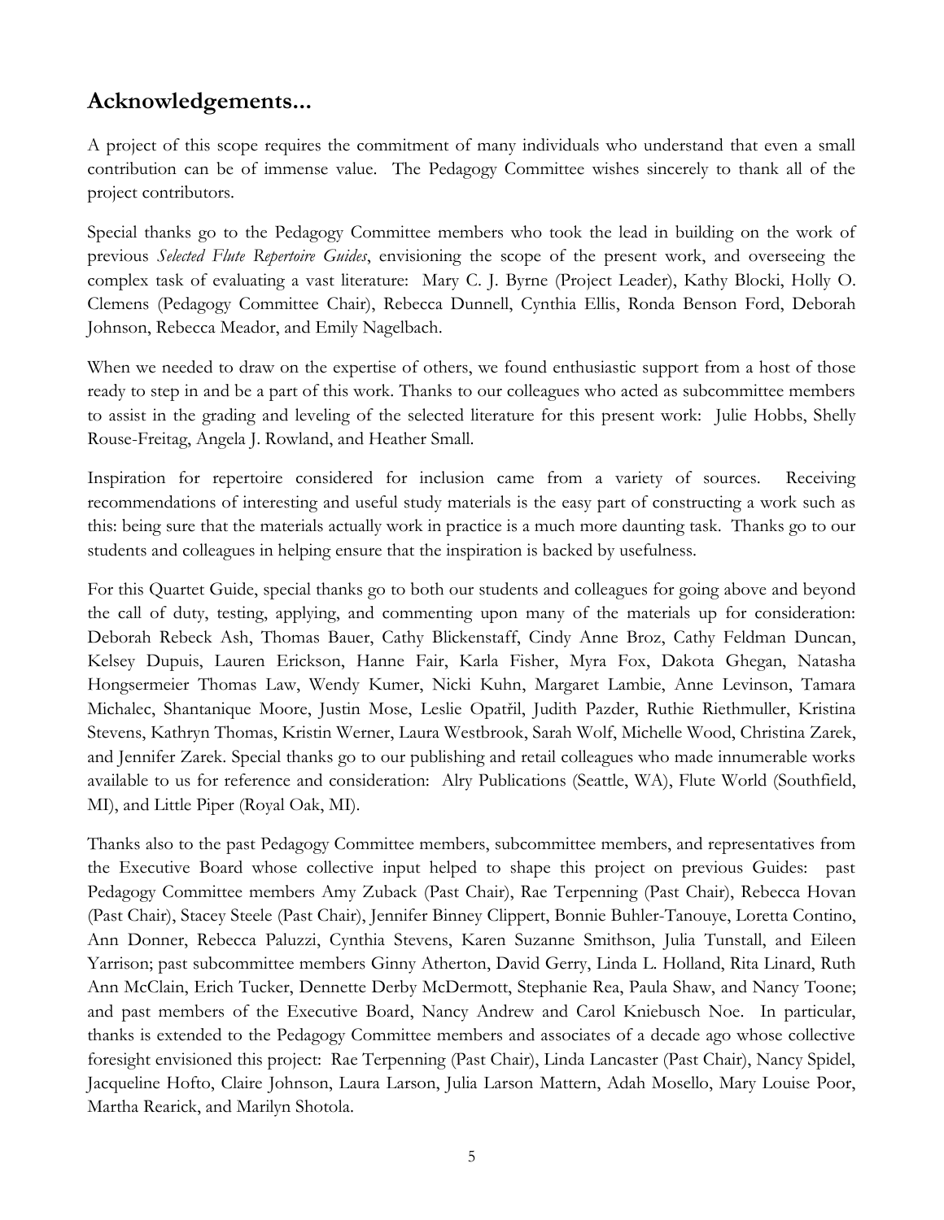## Acknowledgements...

A project of this scope requires the commitment of many individuals who understand that even a small contribution can be of immense value. The Pedagogy Committee wishes sincerely to thank all of the project contributors.

Special thanks go to the Pedagogy Committee members who took the lead in building on the work of previous *Selected Flute Repertoire Guides*, envisioning the scope of the present work, and overseeing the complex task of evaluating a vast literature: Mary C. J. Byrne (Project Leader), Kathy Blocki, Holly O. Clemens (Pedagogy Committee Chair), Rebecca Dunnell, Cynthia Ellis, Ronda Benson Ford, Deborah Johnson, Rebecca Meador, and Emily Nagelbach.

When we needed to draw on the expertise of others, we found enthusiastic support from a host of those ready to step in and be a part of this work. Thanks to our colleagues who acted as subcommittee members to assist in the grading and leveling of the selected literature for this present work: Julie Hobbs, Shelly Rouse-Freitag, Angela J. Rowland, and Heather Small.

Inspiration for repertoire considered for inclusion came from a variety of sources. Receiving recommendations of interesting and useful study materials is the easy part of constructing a work such as this: being sure that the materials actually work in practice is a much more daunting task. Thanks go to our students and colleagues in helping ensure that the inspiration is backed by usefulness.

For this Quartet Guide, special thanks go to both our students and colleagues for going above and beyond the call of duty, testing, applying, and commenting upon many of the materials up for consideration: Deborah Rebeck Ash, Thomas Bauer, Cathy Blickenstaff, Cindy Anne Broz, Cathy Feldman Duncan, Kelsey Dupuis, Lauren Erickson, Hanne Fair, Karla Fisher, Myra Fox, Dakota Ghegan, Natasha Hongsermeier Thomas Law, Wendy Kumer, Nicki Kuhn, Margaret Lambie, Anne Levinson, Tamara Michalec, Shantanique Moore, Justin Mose, Leslie Opatřil, Judith Pazder, Ruthie Riethmuller, Kristina Stevens, Kathryn Thomas, Kristin Werner, Laura Westbrook, Sarah Wolf, Michelle Wood, Christina Zarek, and Jennifer Zarek. Special thanks go to our publishing and retail colleagues who made innumerable works available to us for reference and consideration: Alry Publications (Seattle, WA), Flute World (Southfield, MI), and Little Piper (Royal Oak, MI).

Thanks also to the past Pedagogy Committee members, subcommittee members, and representatives from the Executive Board whose collective input helped to shape this project on previous Guides: past Pedagogy Committee members Amy Zuback (Past Chair), Rae Terpenning (Past Chair), Rebecca Hovan (Past Chair), Stacey Steele (Past Chair), Jennifer Binney Clippert, Bonnie Buhler-Tanouye, Loretta Contino, Ann Donner, Rebecca Paluzzi, Cynthia Stevens, Karen Suzanne Smithson, Julia Tunstall, and Eileen Yarrison; past subcommittee members Ginny Atherton, David Gerry, Linda L. Holland, Rita Linard, Ruth Ann McClain, Erich Tucker, Dennette Derby McDermott, Stephanie Rea, Paula Shaw, and Nancy Toone; and past members of the Executive Board, Nancy Andrew and Carol Kniebusch Noe. In particular, thanks is extended to the Pedagogy Committee members and associates of a decade ago whose collective foresight envisioned this project: Rae Terpenning (Past Chair), Linda Lancaster (Past Chair), Nancy Spidel, Jacqueline Hofto, Claire Johnson, Laura Larson, Julia Larson Mattern, Adah Mosello, Mary Louise Poor, Martha Rearick, and Marilyn Shotola.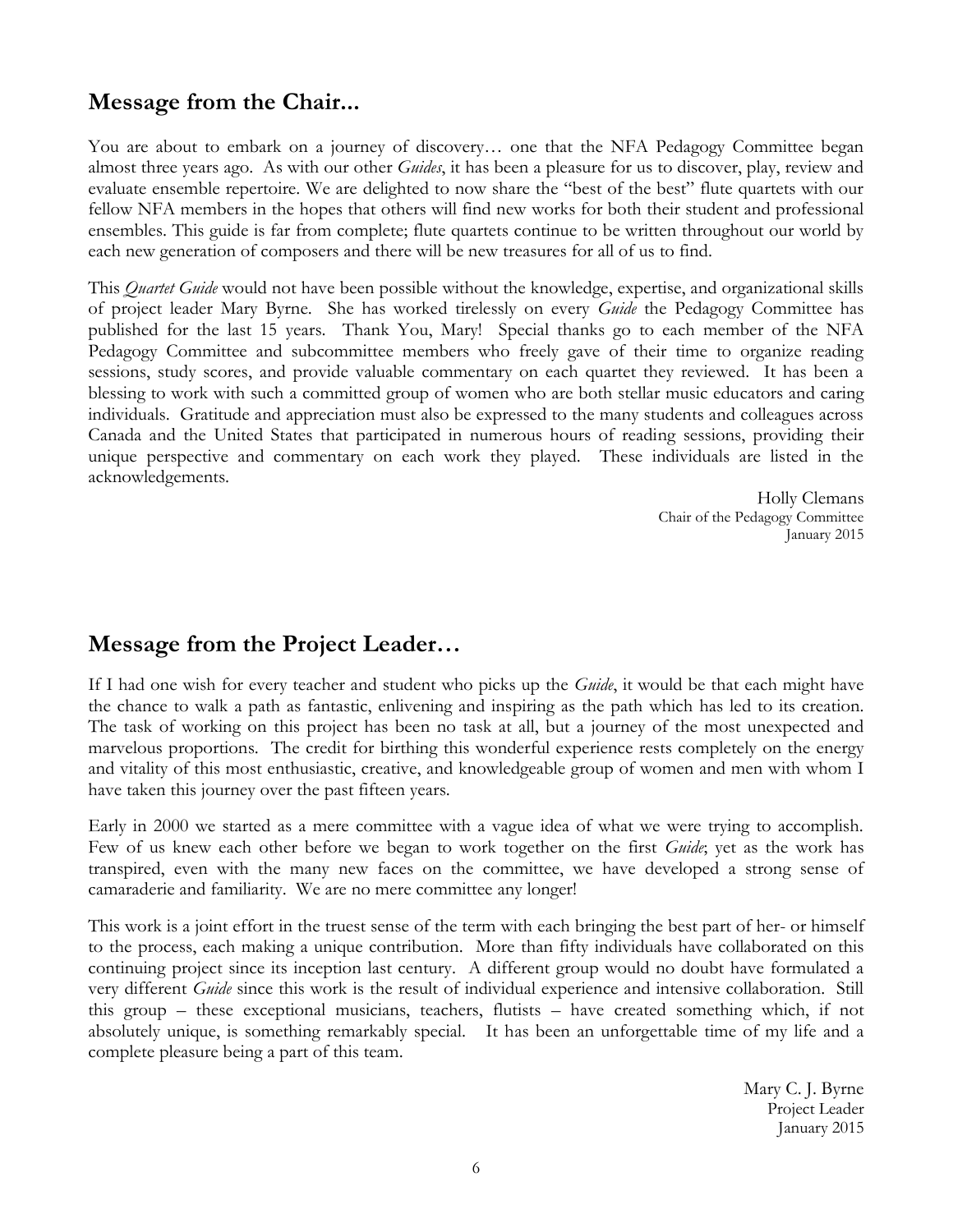## Message from the Chair...

You are about to embark on a journey of discovery… one that the NFA Pedagogy Committee began almost three years ago. As with our other *Guides*, it has been a pleasure for us to discover, play, review and evaluate ensemble repertoire. We are delighted to now share the "best of the best" flute quartets with our fellow NFA members in the hopes that others will find new works for both their student and professional ensembles. This guide is far from complete; flute quartets continue to be written throughout our world by each new generation of composers and there will be new treasures for all of us to find.

This *Quartet Guide* would not have been possible without the knowledge, expertise, and organizational skills of project leader Mary Byrne. She has worked tirelessly on every *Guide* the Pedagogy Committee has published for the last 15 years. Thank You, Mary! Special thanks go to each member of the NFA Pedagogy Committee and subcommittee members who freely gave of their time to organize reading sessions, study scores, and provide valuable commentary on each quartet they reviewed. It has been a blessing to work with such a committed group of women who are both stellar music educators and caring individuals. Gratitude and appreciation must also be expressed to the many students and colleagues across Canada and the United States that participated in numerous hours of reading sessions, providing their unique perspective and commentary on each work they played. These individuals are listed in the acknowledgements.

Holly Clemans
Chair of the Pedagogy Committee
January 2015

## Message from the Project Leader…

If I had one wish for every teacher and student who picks up the *Guide*, it would be that each might have the chance to walk a path as fantastic, enlivening and inspiring as the path which has led to its creation. The task of working on this project has been no task at all, but a journey of the most unexpected and marvelous proportions. The credit for birthing this wonderful experience rests completely on the energy and vitality of this most enthusiastic, creative, and knowledgeable group of women and men with whom I have taken this journey over the past fifteen years.

Early in 2000 we started as a mere committee with a vague idea of what we were trying to accomplish. Few of us knew each other before we began to work together on the first *Guide*; yet as the work has transpired, even with the many new faces on the committee, we have developed a strong sense of camaraderie and familiarity. We are no mere committee any longer!

This work is a joint effort in the truest sense of the term with each bringing the best part of her- or himself to the process, each making a unique contribution. More than fifty individuals have collaborated on this continuing project since its inception last century. A different group would no doubt have formulated a very different *Guide* since this work is the result of individual experience and intensive collaboration. Still this group – these exceptional musicians, teachers, flutists – have created something which, if not absolutely unique, is something remarkably special. It has been an unforgettable time of my life and a complete pleasure being a part of this team.

Mary C. J. Byrne
Project Leader
January 2015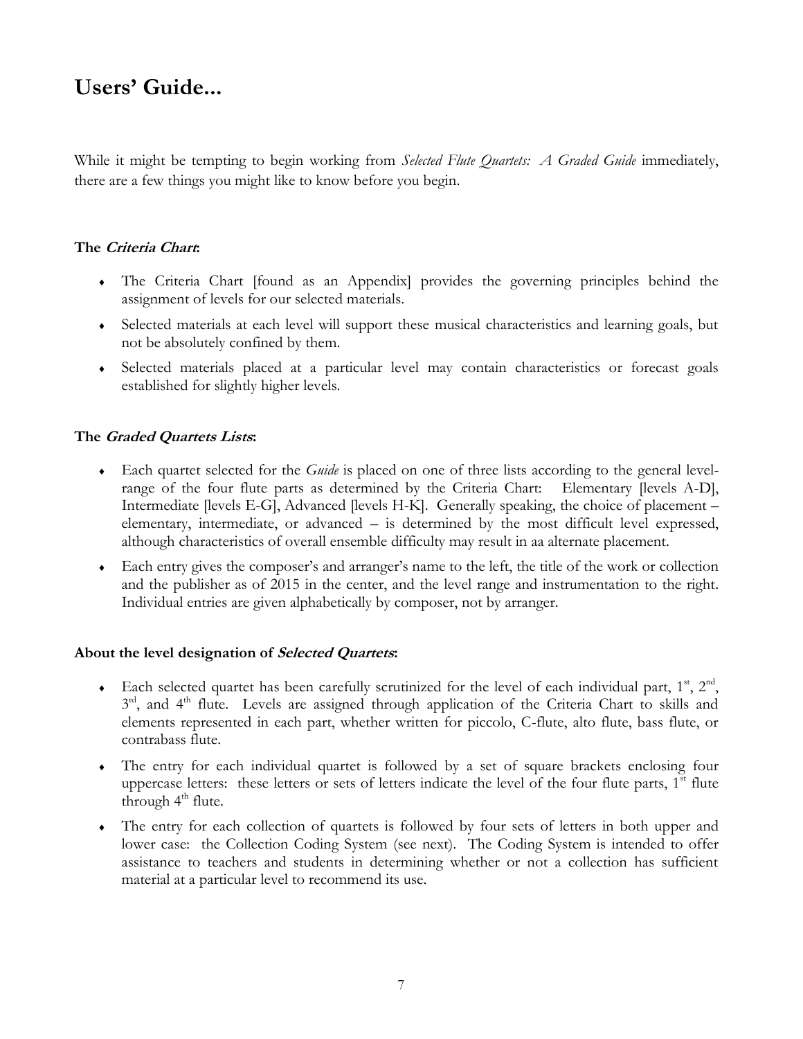# Users' Guide...

While it might be tempting to begin working from *Selected Flute Quartets: A Graded Guide* immediately, there are a few things you might like to know before you begin.

### The ***Criteria Chart***:

- The Criteria Chart [found as an Appendix] provides the governing principles behind the assignment of levels for our selected materials.
- Selected materials at each level will support these musical characteristics and learning goals, but not be absolutely confined by them.
- Selected materials placed at a particular level may contain characteristics or forecast goals established for slightly higher levels.

### The ***Graded Quartets Lists***:

- Each quartet selected for the *Guide* is placed on one of three lists according to the general level-range of the four flute parts as determined by the Criteria Chart: Elementary [levels A-D], Intermediate [levels E-G], Advanced [levels H-K]. Generally speaking, the choice of placement – elementary, intermediate, or advanced – is determined by the most difficult level expressed, although characteristics of overall ensemble difficulty may result in aa alternate placement.
- Each entry gives the composer's and arranger's name to the left, the title of the work or collection and the publisher as of 2015 in the center, and the level range and instrumentation to the right. Individual entries are given alphabetically by composer, not by arranger.

### About the level designation of ***Selected Quartets***:

- Each selected quartet has been carefully scrutinized for the level of each individual part, 1st, 2nd, 3rd, and 4th flute. Levels are assigned through application of the Criteria Chart to skills and elements represented in each part, whether written for piccolo, C-flute, alto flute, bass flute, or contrabass flute.
- The entry for each individual quartet is followed by a set of square brackets enclosing four uppercase letters: these letters or sets of letters indicate the level of the four flute parts, 1st flute through 4th flute.
- The entry for each collection of quartets is followed by four sets of letters in both upper and lower case: the Collection Coding System (see next). The Coding System is intended to offer assistance to teachers and students in determining whether or not a collection has sufficient material at a particular level to recommend its use.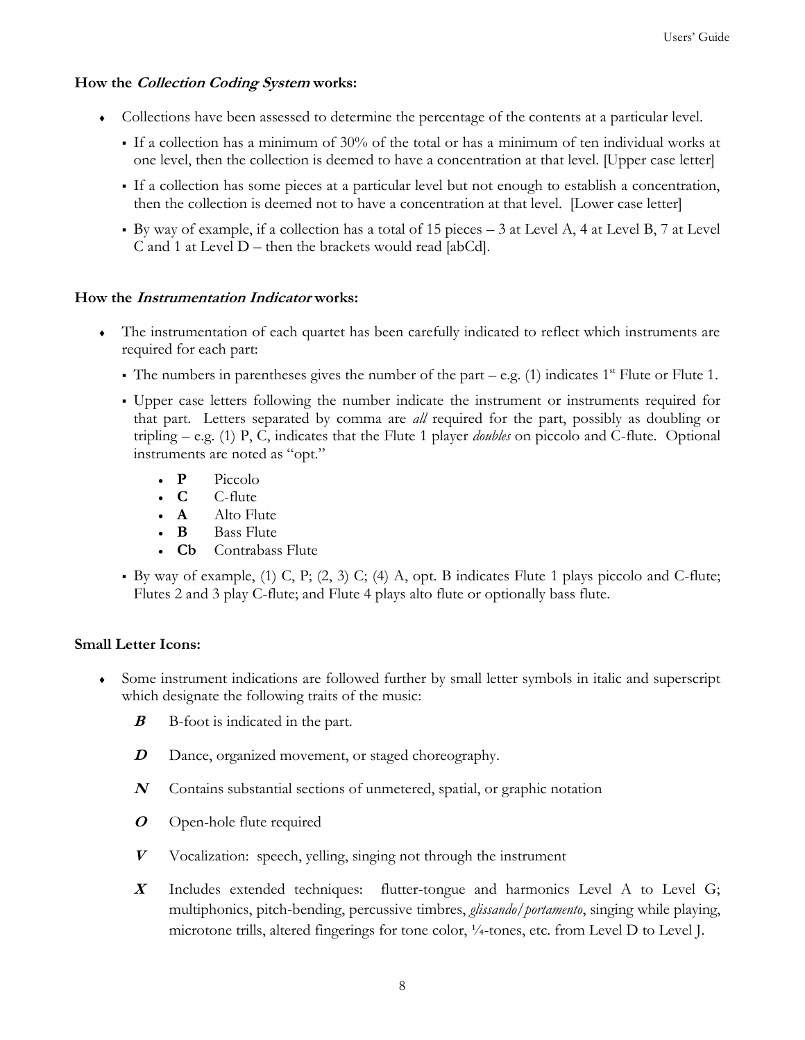### How the *Collection Coding System* works:

- Collections have been assessed to determine the percentage of the contents at a particular level.
  - If a collection has a minimum of 30% of the total or has a minimum of ten individual works at one level, then the collection is deemed to have a concentration at that level. [Upper case letter]
  - If a collection has some pieces at a particular level but not enough to establish a concentration, then the collection is deemed not to have a concentration at that level. [Lower case letter]
  - By way of example, if a collection has a total of 15 pieces – 3 at Level A, 4 at Level B, 7 at Level C and 1 at Level D – then the brackets would read [abCd].

### How the *Instrumentation Indicator* works:

- The instrumentation of each quartet has been carefully indicated to reflect which instruments are required for each part:
  - The numbers in parentheses gives the number of the part – e.g. (1) indicates 1st Flute or Flute 1.
  - Upper case letters following the number indicate the instrument or instruments required for that part. Letters separated by comma are *all* required for the part, possibly as doubling or tripling – e.g. (1) P, C, indicates that the Flute 1 player *doubles* on piccolo and C-flute. Optional instruments are noted as "opt."
    - **P** Piccolo
    - **C** C-flute
    - **A** Alto Flute
    - **B** Bass Flute
    - **Cb** Contrabass Flute
  - By way of example, (1) C, P; (2, 3) C; (4) A, opt. B indicates Flute 1 plays piccolo and C-flute; Flutes 2 and 3 play C-flute; and Flute 4 plays alto flute or optionally bass flute.

### Small Letter Icons:

- Some instrument indications are followed further by small letter symbols in italic and superscript which designate the following traits of the music:

  ***B*** B-foot is indicated in the part.

  ***D*** Dance, organized movement, or staged choreography.

  ***N*** Contains substantial sections of unmetered, spatial, or graphic notation

  ***O*** Open-hole flute required

  ***V*** Vocalization: speech, yelling, singing not through the instrument

  ***X*** Includes extended techniques: flutter-tongue and harmonics Level A to Level G; multiphonics, pitch-bending, percussive timbres, *glissando/portamento*, singing while playing, microtone trills, altered fingerings for tone color, ¼-tones, etc. from Level D to Level J.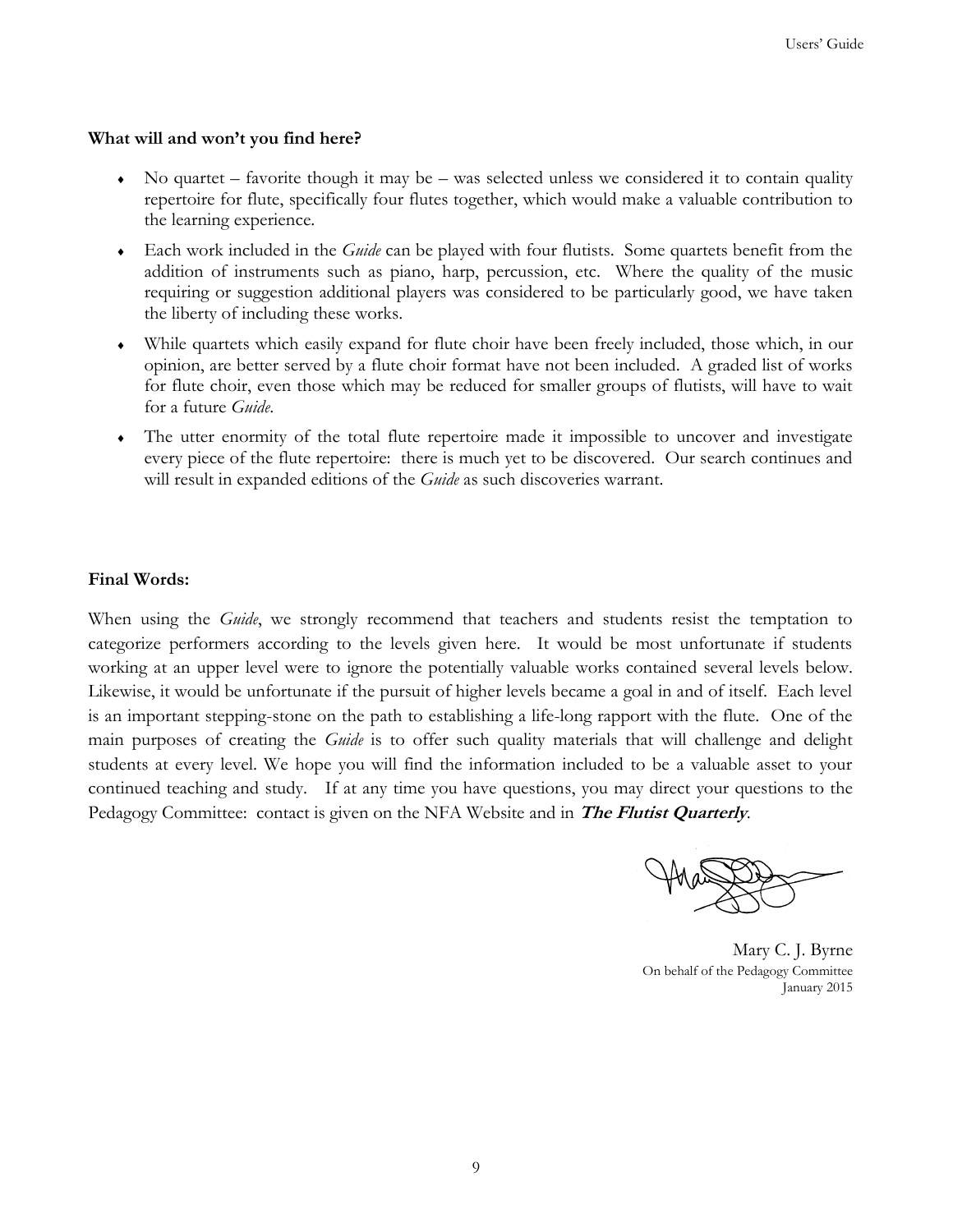**What will and won't you find here?**

- No quartet – favorite though it may be – was selected unless we considered it to contain quality repertoire for flute, specifically four flutes together, which would make a valuable contribution to the learning experience.
- Each work included in the *Guide* can be played with four flutists. Some quartets benefit from the addition of instruments such as piano, harp, percussion, etc. Where the quality of the music requiring or suggestion additional players was considered to be particularly good, we have taken the liberty of including these works.
- While quartets which easily expand for flute choir have been freely included, those which, in our opinion, are better served by a flute choir format have not been included. A graded list of works for flute choir, even those which may be reduced for smaller groups of flutists, will have to wait for a future *Guide*.
- The utter enormity of the total flute repertoire made it impossible to uncover and investigate every piece of the flute repertoire: there is much yet to be discovered. Our search continues and will result in expanded editions of the *Guide* as such discoveries warrant.

**Final Words:**

When using the *Guide*, we strongly recommend that teachers and students resist the temptation to categorize performers according to the levels given here. It would be most unfortunate if students working at an upper level were to ignore the potentially valuable works contained several levels below. Likewise, it would be unfortunate if the pursuit of higher levels became a goal in and of itself. Each level is an important stepping-stone on the path to establishing a life-long rapport with the flute. One of the main purposes of creating the *Guide* is to offer such quality materials that will challenge and delight students at every level. We hope you will find the information included to be a valuable asset to your continued teaching and study. If at any time you have questions, you may direct your questions to the Pedagogy Committee: contact is given on the NFA Website and in ***The Flutist Quarterly***.

Mary C. J. Byrne
On behalf of the Pedagogy Committee
January 2015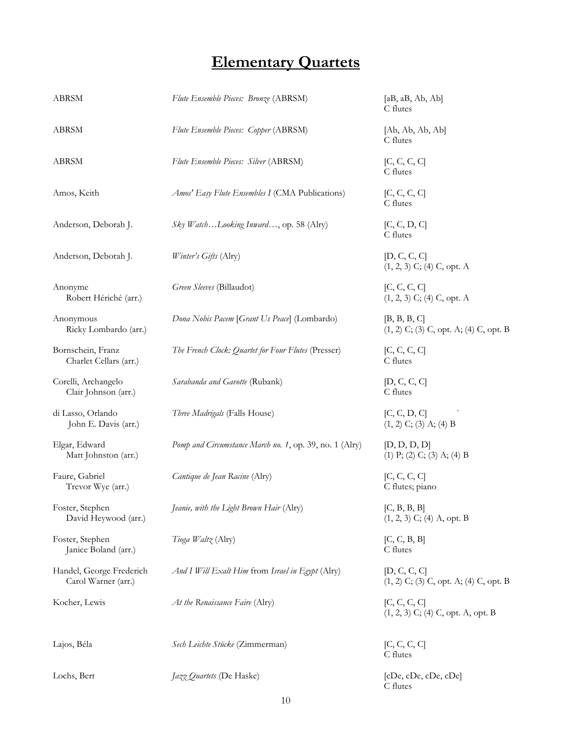# Elementary Quartets

| Composer | Title | Instrumentation |
|---|---|---|
| ABRSM | *Flute Ensemble Pieces: Bronze* (ABRSM) | [aB, aB, Ab, Ab]<br>C flutes |
| ABRSM | *Flute Ensemble Pieces: Copper* (ABRSM) | [Ab, Ab, Ab, Ab]<br>C flutes |
| ABRSM | *Flute Ensemble Pieces: Silver* (ABRSM) | [C, C, C, C]<br>C flutes |
| Amos, Keith | *Amos' Easy Flute Ensembles I* (CMA Publications) | [C, C, C, C]<br>C flutes |
| Anderson, Deborah J. | *Sky Watch…Looking Inward…*, op. 58 (Alry) | [C, C, D, C]<br>C flutes |
| Anderson, Deborah J. | *Winter's Gifts* (Alry) | [D, C, C, C]<br>(1, 2, 3) C; (4) C, opt. A |
| Anonyme<br>Robert Hériché (arr.) | *Green Sleeves* (Billaudot) | [C, C, C, C]<br>(1, 2, 3) C; (4) C, opt. A |
| Anonymous<br>Ricky Lombardo (arr.) | *Dona Nobis Pacem* [*Grant Us Peace*] (Lombardo) | [B, B, B, C]<br>(1, 2) C; (3) C, opt. A; (4) C, opt. B |
| Bornschein, Franz<br>Charlet Cellars (arr.) | *The French Clock: Quartet for Four Flutes* (Presser) | [C, C, C, C]<br>C flutes |
| Corelli, Archangelo<br>Clair Johnson (arr.) | *Sarabanda and Gavotte* (Rubank) | [D, C, C, C]<br>C flutes |
| di Lasso, Orlando<br>John E. Davis (arr.) | *Three Madrigals* (Falls House) | [C, C, D, C]<br>(1, 2) C; (3) A; (4) B |
| Elgar, Edward<br>Matt Johnston (arr.) | *Pomp and Circumstance March no. 1*, op. 39, no. 1 (Alry) | [D, D, D, D]<br>(1) P; (2) C; (3) A; (4) B |
| Faure, Gabriel<br>Trevor Wye (arr.) | *Cantique de Jean Racine* (Alry) | [C, C, C, C]<br>C flutes; piano |
| Foster, Stephen<br>David Heywood (arr.) | *Jeanie, with the Light Brown Hair* (Alry) | [C, B, B, B]<br>(1, 2, 3) C; (4) A, opt. B |
| Foster, Stephen<br>Janice Boland (arr.) | *Tioga Waltz* (Alry) | [C, C, B, B]<br>C flutes |
| Handel, George Frederich<br>Carol Warner (arr.) | *And I Will Exalt Him* from *Israel in Egypt* (Alry) | [D, C, C, C]<br>(1, 2) C; (3) C, opt. A; (4) C, opt. B |
| Kocher, Lewis | *At the Renaissance Faire* (Alry) | [C, C, C, C]<br>(1, 2, 3) C; (4) C, opt. A, opt. B |
| Lajos, Béla | *Sech Leichte Stücke* (Zimmerman) | [C, C, C, C]<br>C flutes |
| Lochs, Bert | *Jazz Quartets* (De Haske) | [cDe, cDe, cDe, cDe]<br>C flutes |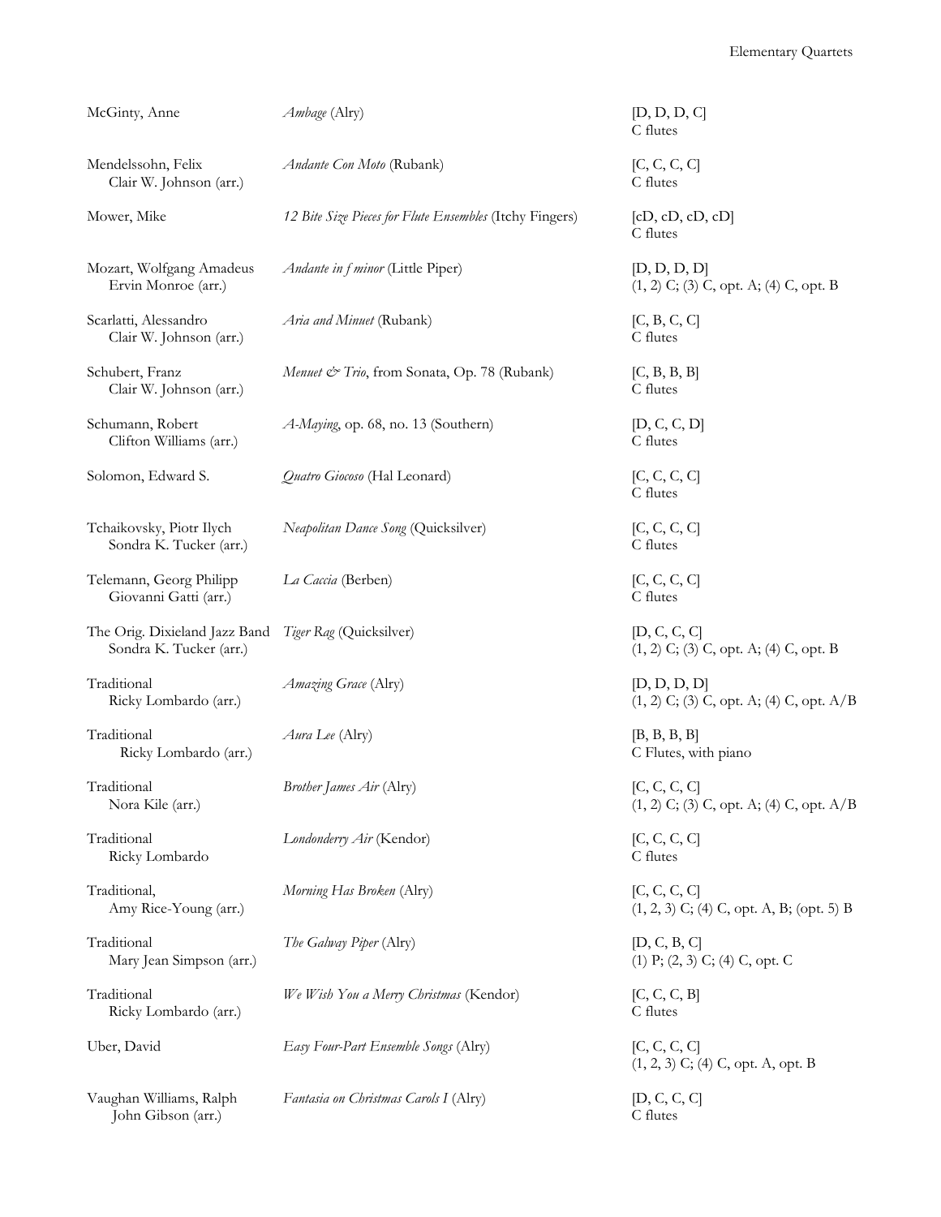| Composer / Arranger | Title (Publisher) | Difficulty / Instrumentation |
|---|---|---|
| McGinty, Anne | *Ambage* (Alry) | [D, D, D, C]<br>C flutes |
| Mendelssohn, Felix<br>Clair W. Johnson (arr.) | *Andante Con Moto* (Rubank) | [C, C, C, C]<br>C flutes |
| Mower, Mike | *12 Bite Size Pieces for Flute Ensembles* (Itchy Fingers) | [cD, cD, cD, cD]<br>C flutes |
| Mozart, Wolfgang Amadeus<br>Ervin Monroe (arr.) | *Andante in f minor* (Little Piper) | [D, D, D, D]<br>(1, 2) C; (3) C, opt. A; (4) C, opt. B |
| Scarlatti, Alessandro<br>Clair W. Johnson (arr.) | *Aria and Minuet* (Rubank) | [C, B, C, C]<br>C flutes |
| Schubert, Franz<br>Clair W. Johnson (arr.) | *Menuet & Trio*, from Sonata, Op. 78 (Rubank) | [C, B, B, B]<br>C flutes |
| Schumann, Robert<br>Clifton Williams (arr.) | *A-Maying*, op. 68, no. 13 (Southern) | [D, C, C, D]<br>C flutes |
| Solomon, Edward S. | *Quatro Giocoso* (Hal Leonard) | [C, C, C, C]<br>C flutes |
| Tchaikovsky, Piotr Ilych<br>Sondra K. Tucker (arr.) | *Neapolitan Dance Song* (Quicksilver) | [C, C, C, C]<br>C flutes |
| Telemann, Georg Philipp<br>Giovanni Gatti (arr.) | *La Caccia* (Berben) | [C, C, C, C]<br>C flutes |
| The Orig. Dixieland Jazz Band<br>Sondra K. Tucker (arr.) | *Tiger Rag* (Quicksilver) | [D, C, C, C]<br>(1, 2) C; (3) C, opt. A; (4) C, opt. B |
| Traditional<br>Ricky Lombardo (arr.) | *Amazing Grace* (Alry) | [D, D, D, D]<br>(1, 2) C; (3) C, opt. A; (4) C, opt. A/B |
| Traditional<br>Ricky Lombardo (arr.) | *Aura Lee* (Alry) | [B, B, B, B]<br>C Flutes, with piano |
| Traditional<br>Nora Kile (arr.) | *Brother James Air* (Alry) | [C, C, C, C]<br>(1, 2) C; (3) C, opt. A; (4) C, opt. A/B |
| Traditional<br>Ricky Lombardo | *Londonderry Air* (Kendor) | [C, C, C, C]<br>C flutes |
| Traditional,<br>Amy Rice-Young (arr.) | *Morning Has Broken* (Alry) | [C, C, C, C]<br>(1, 2, 3) C; (4) C, opt. A, B; (opt. 5) B |
| Traditional<br>Mary Jean Simpson (arr.) | *The Galway Piper* (Alry) | [D, C, B, C]<br>(1) P; (2, 3) C; (4) C, opt. C |
| Traditional<br>Ricky Lombardo (arr.) | *We Wish You a Merry Christmas* (Kendor) | [C, C, C, B]<br>C flutes |
| Uber, David | *Easy Four-Part Ensemble Songs* (Alry) | [C, C, C, C]<br>(1, 2, 3) C; (4) C, opt. A, opt. B |
| Vaughan Williams, Ralph<br>John Gibson (arr.) | *Fantasia on Christmas Carols I* (Alry) | [D, C, C, C]<br>C flutes |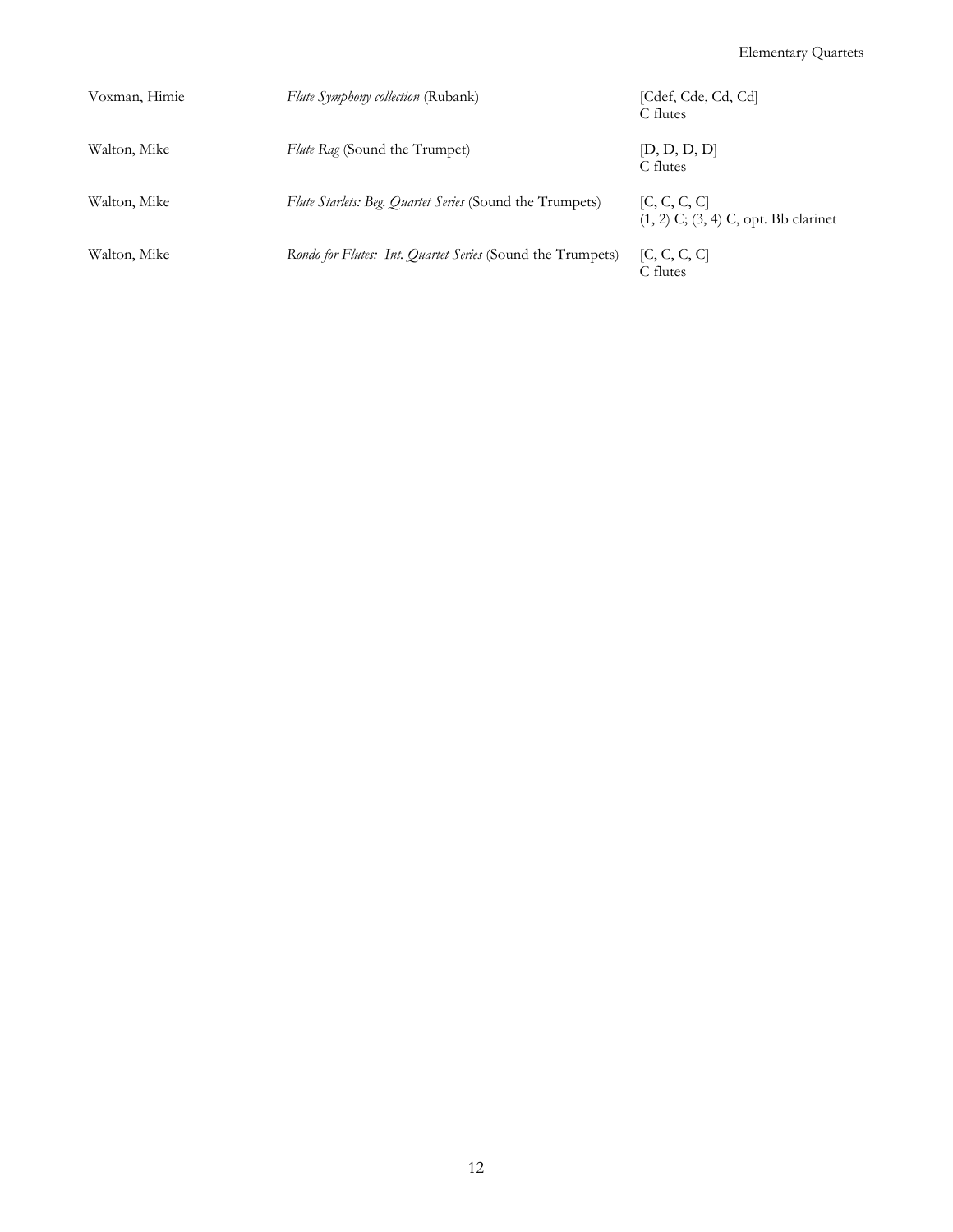| | | |
|---|---|---|
| Voxman, Himie | *Flute Symphony collection* (Rubank) | [Cdef, Cde, Cd, Cd]<br>C flutes |
| Walton, Mike | *Flute Rag* (Sound the Trumpet) | [D, D, D, D]<br>C flutes |
| Walton, Mike | *Flute Starlets: Beg. Quartet Series* (Sound the Trumpets) | [C, C, C, C]<br>(1, 2) C; (3, 4) C, opt. Bb clarinet |
| Walton, Mike | *Rondo for Flutes: Int. Quartet Series* (Sound the Trumpets) | [C, C, C, C]<br>C flutes |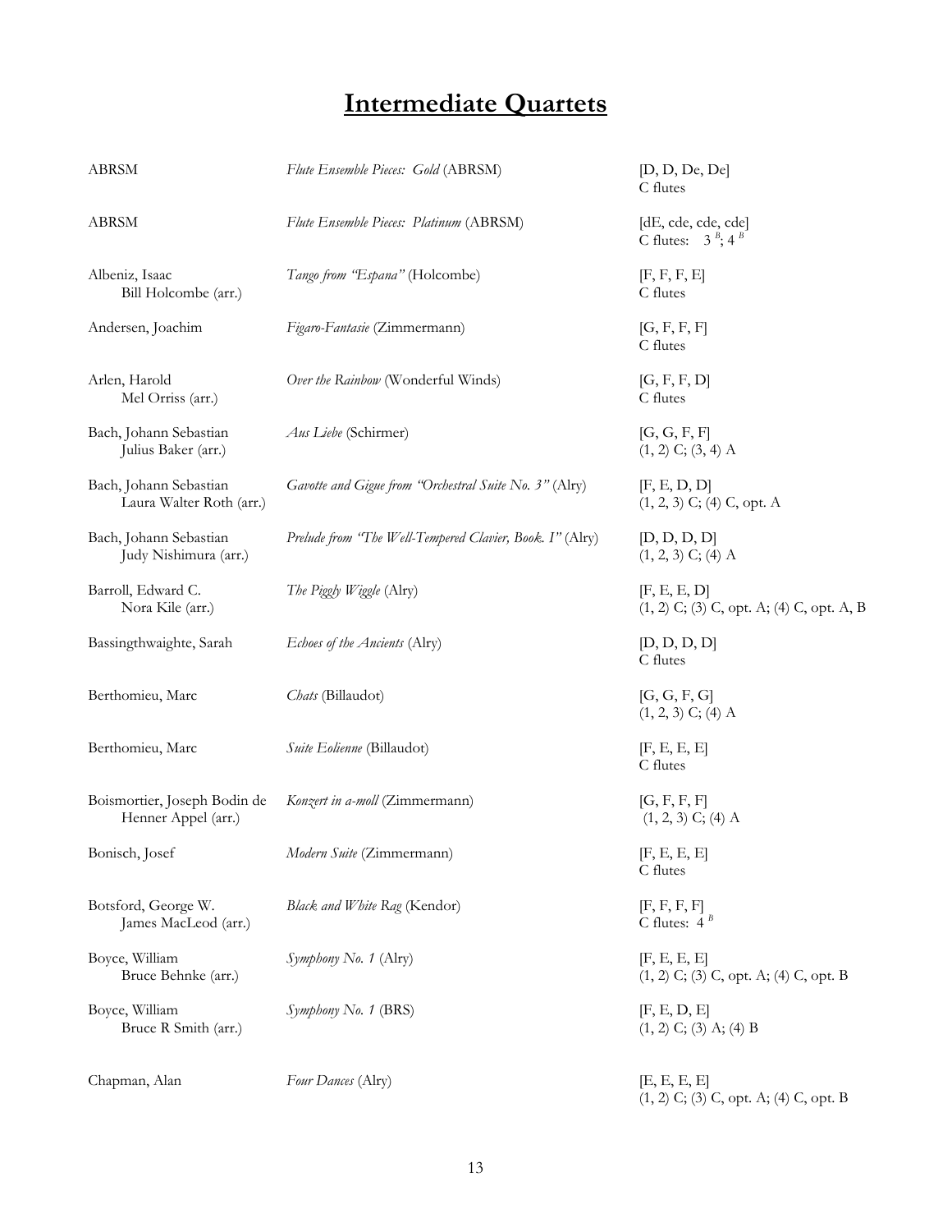# Intermediate Quartets

| Composer / Arranger | Title (Publisher) | Difficulty / Instrumentation |
|---|---|---|
| ABRSM | *Flute Ensemble Pieces: Gold* (ABRSM) | [D, D, De, De]<br>C flutes |
| ABRSM | *Flute Ensemble Pieces: Platinum* (ABRSM) | [dE, cde, cde, cde]<br>C flutes: 3 [B]; 4 [B] |
| Albeniz, Isaac<br>Bill Holcombe (arr.) | *Tango from "Espana"* (Holcombe) | [F, F, F, E]<br>C flutes |
| Andersen, Joachim | *Figaro-Fantasie* (Zimmermann) | [G, F, F, F]<br>C flutes |
| Arlen, Harold<br>Mel Orriss (arr.) | *Over the Rainbow* (Wonderful Winds) | [G, F, F, D]<br>C flutes |
| Bach, Johann Sebastian<br>Julius Baker (arr.) | *Aus Liebe* (Schirmer) | [G, G, F, F]<br>(1, 2) C; (3, 4) A |
| Bach, Johann Sebastian<br>Laura Walter Roth (arr.) | *Gavotte and Gigue from "Orchestral Suite No. 3"* (Alry) | [F, E, D, D]<br>(1, 2, 3) C; (4) C, opt. A |
| Bach, Johann Sebastian<br>Judy Nishimura (arr.) | *Prelude from "The Well-Tempered Clavier, Book. I"* (Alry) | [D, D, D, D]<br>(1, 2, 3) C; (4) A |
| Barroll, Edward C.<br>Nora Kile (arr.) | *The Piggly Wiggle* (Alry) | [F, E, E, D]<br>(1, 2) C; (3) C, opt. A; (4) C, opt. A, B |
| Bassingthwaighte, Sarah | *Echoes of the Ancients* (Alry) | [D, D, D, D]<br>C flutes |
| Berthomieu, Marc | *Chats* (Billaudot) | [G, G, F, G]<br>(1, 2, 3) C; (4) A |
| Berthomieu, Marc | *Suite Eolienne* (Billaudot) | [F, E, E, E]<br>C flutes |
| Boismortier, Joseph Bodin de<br>Henner Appel (arr.) | *Konzert in a-moll* (Zimmermann) | [G, F, F, F]<br>(1, 2, 3) C; (4) A |
| Bonisch, Josef | *Modern Suite* (Zimmermann) | [F, E, E, E]<br>C flutes |
| Botsford, George W.<br>James MacLeod (arr.) | *Black and White Rag* (Kendor) | [F, F, F, F]<br>C flutes: 4 [B] |
| Boyce, William<br>Bruce Behnke (arr.) | *Symphony No. 1* (Alry) | [F, E, E, E]<br>(1, 2) C; (3) C, opt. A; (4) C, opt. B |
| Boyce, William<br>Bruce R Smith (arr.) | *Symphony No. 1* (BRS) | [F, E, D, E]<br>(1, 2) C; (3) A; (4) B |
| Chapman, Alan | *Four Dances* (Alry) | [E, E, E, E]<br>(1, 2) C; (3) C, opt. A; (4) C, opt. B |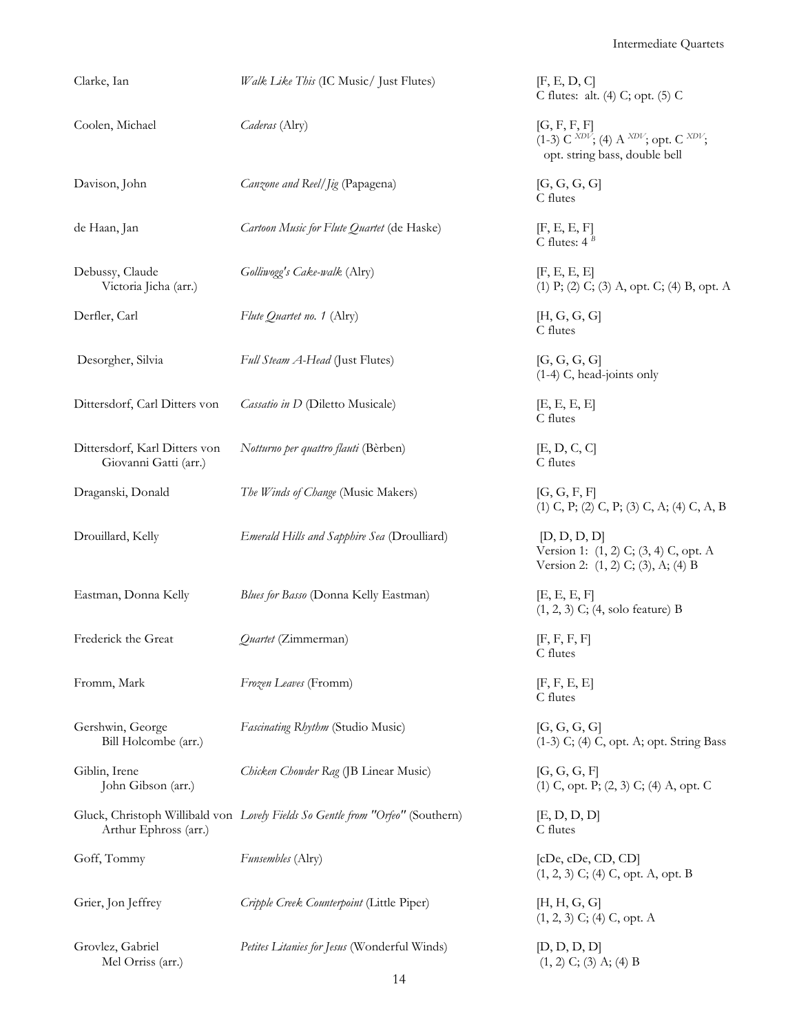| Composer / Arranger | Title (Publisher) | Difficulty / Instrumentation |
|---|---|---|
| Clarke, Ian | *Walk Like This* (IC Music/ Just Flutes) | [F, E, D, C]<br>C flutes: alt. (4) C; opt. (5) C |
| Coolen, Michael | *Caderas* (Alry) | [G, F, F, F]<br>(1-3) C $^{XDV}$; (4) A $^{XDV}$; opt. C $^{XDV}$;<br>opt. string bass, double bell |
| Davison, John | *Canzone and Reel/Jig* (Papagena) | [G, G, G, G]<br>C flutes |
| de Haan, Jan | *Cartoon Music for Flute Quartet* (de Haske) | [F, E, E, F]<br>C flutes: 4 $^{B}$ |
| Debussy, Claude<br>Victoria Jicha (arr.) | *Golliwogg's Cake-walk* (Alry) | [F, E, E, E]<br>(1) P; (2) C; (3) A, opt. C; (4) B, opt. A |
| Derfler, Carl | *Flute Quartet no. 1* (Alry) | [H, G, G, G]<br>C flutes |
| Desorgher, Silvia | *Full Steam A-Head* (Just Flutes) | [G, G, G, G]<br>(1-4) C, head-joints only |
| Dittersdorf, Carl Ditters von | *Cassatio in D* (Diletto Musicale) | [E, E, E, E]<br>C flutes |
| Dittersdorf, Karl Ditters von<br>Giovanni Gatti (arr.) | *Notturno per quattro flauti* (Bèrben) | [E, D, C, C]<br>C flutes |
| Draganski, Donald | *The Winds of Change* (Music Makers) | [G, G, F, F]<br>(1) C, P; (2) C, P; (3) C, A; (4) C, A, B |
| Drouillard, Kelly | *Emerald Hills and Sapphire Sea* (Droulliard) | [D, D, D, D]<br>Version 1: (1, 2) C; (3, 4) C, opt. A<br>Version 2: (1, 2) C; (3), A; (4) B |
| Eastman, Donna Kelly | *Blues for Basso* (Donna Kelly Eastman) | [E, E, E, F]<br>(1, 2, 3) C; (4, solo feature) B |
| Frederick the Great | *Quartet* (Zimmerman) | [F, F, F, F]<br>C flutes |
| Fromm, Mark | *Frozen Leaves* (Fromm) | [F, F, E, E]<br>C flutes |
| Gershwin, George<br>Bill Holcombe (arr.) | *Fascinating Rhythm* (Studio Music) | [G, G, G, G]<br>(1-3) C; (4) C, opt. A; opt. String Bass |
| Giblin, Irene<br>John Gibson (arr.) | *Chicken Chowder Rag* (JB Linear Music) | [G, G, G, F]<br>(1) C, opt. P; (2, 3) C; (4) A, opt. C |
| Gluck, Christoph Willibald von<br>Arthur Ephross (arr.) | *Lovely Fields So Gentle from "Orfeo"* (Southern) | [E, D, D, D]<br>C flutes |
| Goff, Tommy | *Funsembles* (Alry) | [cDe, cDe, CD, CD]<br>(1, 2, 3) C; (4) C, opt. A, opt. B |
| Grier, Jon Jeffrey | *Cripple Creek Counterpoint* (Little Piper) | [H, H, G, G]<br>(1, 2, 3) C; (4) C, opt. A |
| Grovlez, Gabriel<br>Mel Orriss (arr.) | *Petites Litanies for Jesus* (Wonderful Winds) | [D, D, D, D]<br>(1, 2) C; (3) A; (4) B |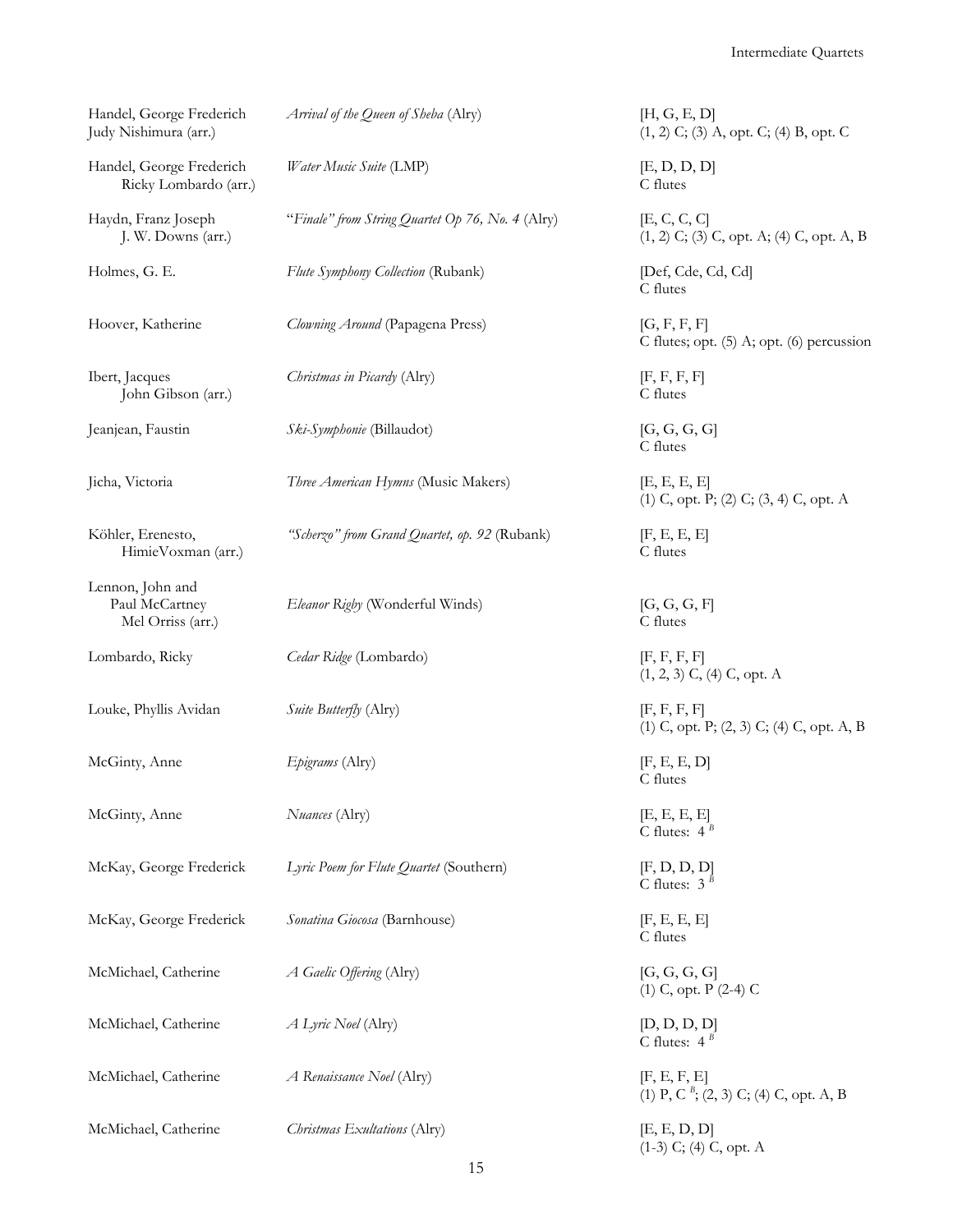| Composer | Title | Grade / Instrumentation |
|---|---|---|
| Handel, George Frederich<br>Judy Nishimura (arr.) | *Arrival of the Queen of Sheba* (Alry) | [H, G, E, D]<br>(1, 2) C; (3) A, opt. C; (4) B, opt. C |
| Handel, George Frederich<br>Ricky Lombardo (arr.) | *Water Music Suite* (LMP) | [E, D, D, D]<br>C flutes |
| Haydn, Franz Joseph<br>J. W. Downs (arr.) | "*Finale" from String Quartet Op 76, No. 4* (Alry) | [E, C, C, C]<br>(1, 2) C; (3) C, opt. A; (4) C, opt. A, B |
| Holmes, G. E. | *Flute Symphony Collection* (Rubank) | [Def, Cde, Cd, Cd]<br>C flutes |
| Hoover, Katherine | *Clowning Around* (Papagena Press) | [G, F, F, F]<br>C flutes; opt. (5) A; opt. (6) percussion |
| Ibert, Jacques<br>John Gibson (arr.) | *Christmas in Picardy* (Alry) | [F, F, F, F]<br>C flutes |
| Jeanjean, Faustin | *Ski-Symphonie* (Billaudot) | [G, G, G, G]<br>C flutes |
| Jicha, Victoria | *Three American Hymns* (Music Makers) | [E, E, E, E]<br>(1) C, opt. P; (2) C; (3, 4) C, opt. A |
| Köhler, Erenesto,<br>HimieVoxman (arr.) | *"Scherzo" from Grand Quartet, op. 92* (Rubank) | [F, E, E, E]<br>C flutes |
| Lennon, John and<br>Paul McCartney<br>Mel Orriss (arr.) | *Eleanor Rigby* (Wonderful Winds) | [G, G, G, F]<br>C flutes |
| Lombardo, Ricky | *Cedar Ridge* (Lombardo) | [F, F, F, F]<br>(1, 2, 3) C, (4) C, opt. A |
| Louke, Phyllis Avidan | *Suite Butterfly* (Alry) | [F, F, F, F]<br>(1) C, opt. P; (2, 3) C; (4) C, opt. A, B |
| McGinty, Anne | *Epigrams* (Alry) | [F, E, E, D]<br>C flutes |
| McGinty, Anne | *Nuances* (Alry) | [E, E, E, E]<br>C flutes: 4 [B] |
| McKay, George Frederick | *Lyric Poem for Flute Quartet* (Southern) | [F, D, D, D]<br>C flutes: 3 [B] |
| McKay, George Frederick | *Sonatina Giocosa* (Barnhouse) | [F, E, E, E]<br>C flutes |
| McMichael, Catherine | *A Gaelic Offering* (Alry) | [G, G, G, G]<br>(1) C, opt. P (2-4) C |
| McMichael, Catherine | *A Lyric Noel* (Alry) | [D, D, D, D]<br>C flutes: 4 [B] |
| McMichael, Catherine | *A Renaissance Noel* (Alry) | [F, E, F, E]<br>(1) P, C [B]; (2, 3) C; (4) C, opt. A, B |
| McMichael, Catherine | *Christmas Exultations* (Alry) | [E, E, D, D]<br>(1-3) C; (4) C, opt. A |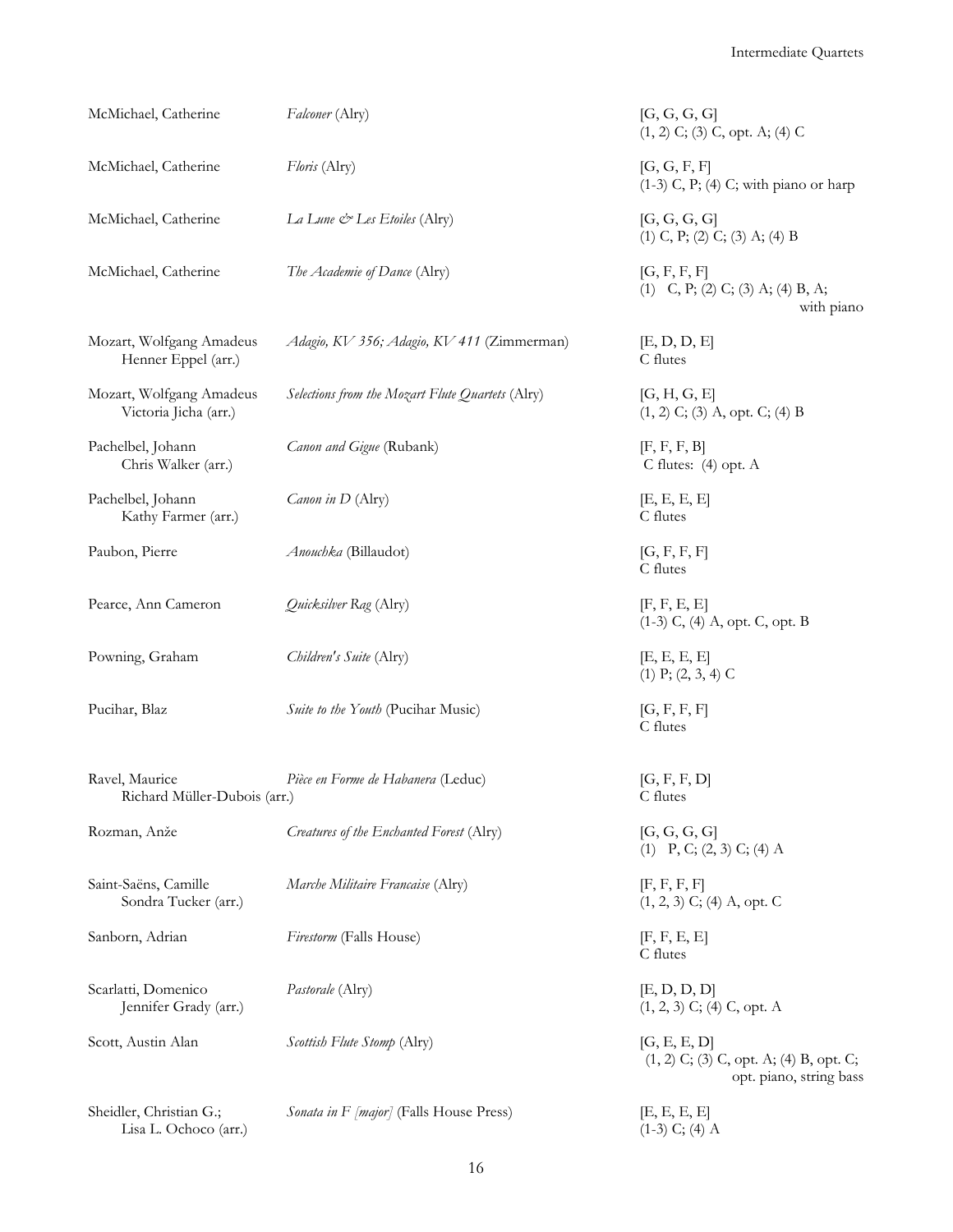| Composer / Arranger | Title (Publisher) | Grades / Instrumentation |
|---|---|---|
| McMichael, Catherine | *Falconer* (Alry) | [G, G, G, G]<br>(1, 2) C; (3) C, opt. A; (4) C |
| McMichael, Catherine | *Floris* (Alry) | [G, G, F, F]<br>(1-3) C, P; (4) C; with piano or harp |
| McMichael, Catherine | *La Lune & Les Etoiles* (Alry) | [G, G, G, G]<br>(1) C, P; (2) C; (3) A; (4) B |
| McMichael, Catherine | *The Academie of Dance* (Alry) | [G, F, F, F]<br>(1) C, P; (2) C; (3) A; (4) B, A; with piano |
| Mozart, Wolfgang Amadeus<br>Henner Eppel (arr.) | *Adagio, KV 356; Adagio, KV 411* (Zimmerman) | [E, D, D, E]<br>C flutes |
| Mozart, Wolfgang Amadeus<br>Victoria Jicha (arr.) | *Selections from the Mozart Flute Quartets* (Alry) | [G, H, G, E]<br>(1, 2) C; (3) A, opt. C; (4) B |
| Pachelbel, Johann<br>Chris Walker (arr.) | *Canon and Gigue* (Rubank) | [F, F, F, B]<br>C flutes: (4) opt. A |
| Pachelbel, Johann<br>Kathy Farmer (arr.) | *Canon in D* (Alry) | [E, E, E, E]<br>C flutes |
| Paubon, Pierre | *Anouchka* (Billaudot) | [G, F, F, F]<br>C flutes |
| Pearce, Ann Cameron | *Quicksilver Rag* (Alry) | [F, F, E, E]<br>(1-3) C, (4) A, opt. C, opt. B |
| Powning, Graham | *Children's Suite* (Alry) | [E, E, E, E]<br>(1) P; (2, 3, 4) C |
| Pucihar, Blaz | *Suite to the Youth* (Pucihar Music) | [G, F, F, F]<br>C flutes |
| Ravel, Maurice<br>Richard Müller-Dubois (arr.) | *Pièce en Forme de Habanera* (Leduc) | [G, F, F, D]<br>C flutes |
| Rozman, Anže | *Creatures of the Enchanted Forest* (Alry) | [G, G, G, G]<br>(1) P, C; (2, 3) C; (4) A |
| Saint-Saëns, Camille<br>Sondra Tucker (arr.) | *Marche Militaire Francaise* (Alry) | [F, F, F, F]<br>(1, 2, 3) C; (4) A, opt. C |
| Sanborn, Adrian | *Firestorm* (Falls House) | [F, F, E, E]<br>C flutes |
| Scarlatti, Domenico<br>Jennifer Grady (arr.) | *Pastorale* (Alry) | [E, D, D, D]<br>(1, 2, 3) C; (4) C, opt. A |
| Scott, Austin Alan | *Scottish Flute Stomp* (Alry) | [G, E, E, D]<br>(1, 2) C; (3) C, opt. A; (4) B, opt. C; opt. piano, string bass |
| Sheidler, Christian G.;<br>Lisa L. Ochoco (arr.) | *Sonata in F [major]* (Falls House Press) | [E, E, E, E]<br>(1-3) C; (4) A |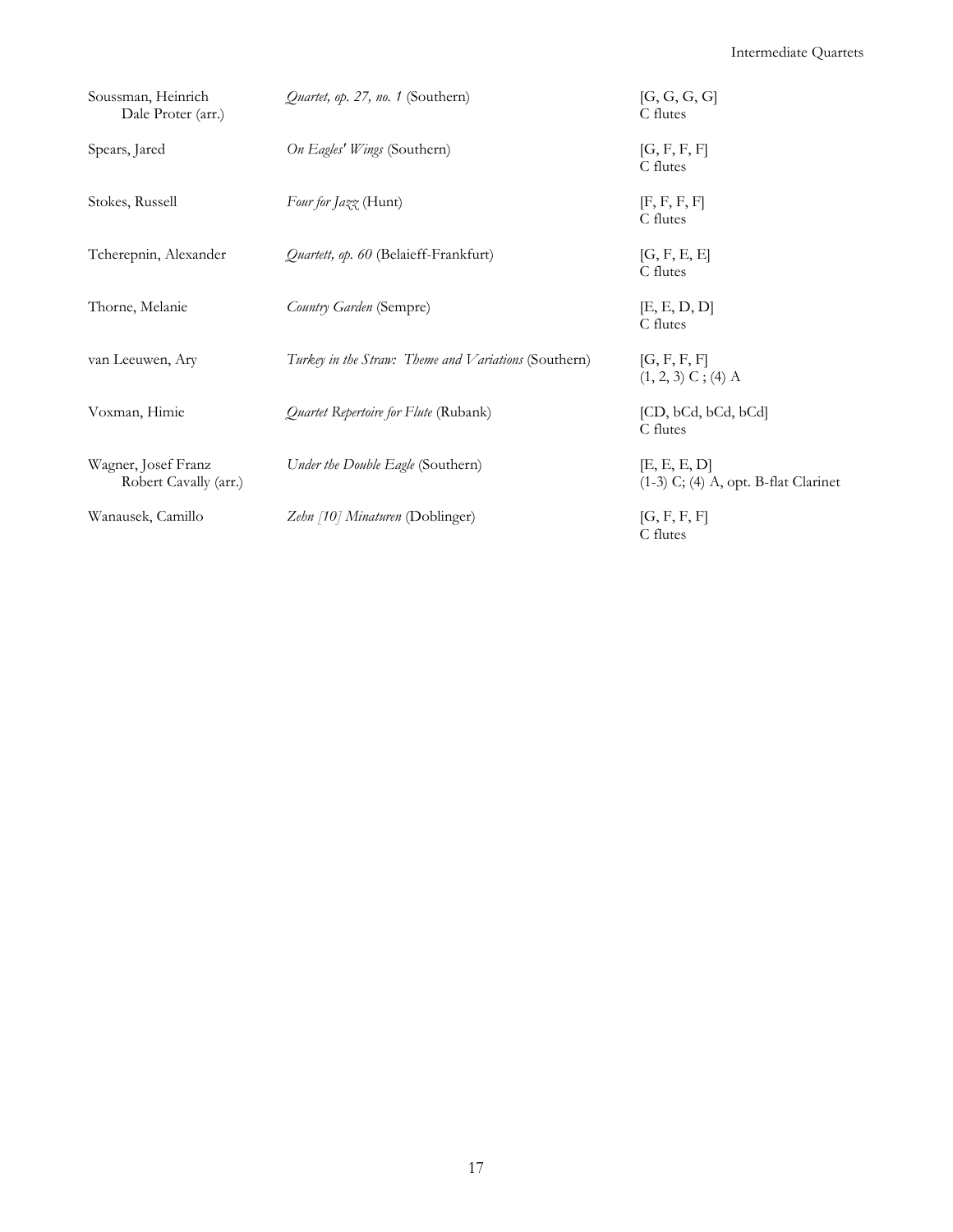| Composer | Title | Range / Instrumentation |
|---|---|---|
| Soussman, Heinrich<br>Dale Proter (arr.) | *Quartet, op. 27, no. 1* (Southern) | [G, G, G, G]<br>C flutes |
| Spears, Jared | *On Eagles' Wings* (Southern) | [G, F, F, F]<br>C flutes |
| Stokes, Russell | *Four for Jazz* (Hunt) | [F, F, F, F]<br>C flutes |
| Tcherepnin, Alexander | *Quartett, op. 60* (Belaieff-Frankfurt) | [G, F, E, E]<br>C flutes |
| Thorne, Melanie | *Country Garden* (Sempre) | [E, E, D, D]<br>C flutes |
| van Leeuwen, Ary | *Turkey in the Straw: Theme and Variations* (Southern) | [G, F, F, F]<br>(1, 2, 3) C ; (4) A |
| Voxman, Himie | *Quartet Repertoire for Flute* (Rubank) | [CD, bCd, bCd, bCd]<br>C flutes |
| Wagner, Josef Franz<br>Robert Cavally (arr.) | *Under the Double Eagle* (Southern) | [E, E, E, D]<br>(1-3) C; (4) A, opt. B-flat Clarinet |
| Wanausek, Camillo | *Zehn [10] Minaturen* (Doblinger) | [G, F, F, F]<br>C flutes |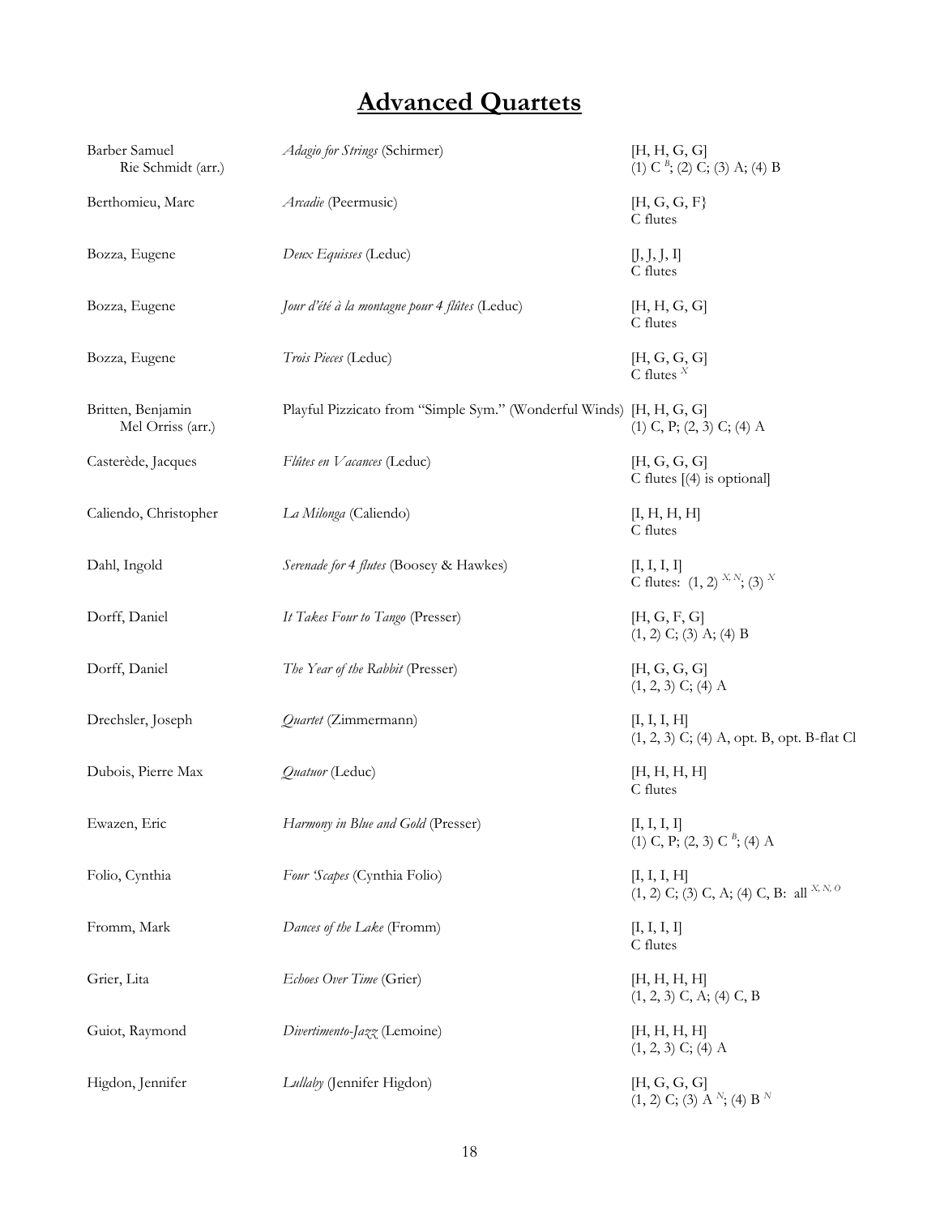# Advanced Quartets

| Composer | Title | Difficulty / Instrumentation |
|---|---|---|
| Barber Samuel<br>Rie Schmidt (arr.) | *Adagio for Strings* (Schirmer) | [H, H, G, G]<br>(1) C [B]; (2) C; (3) A; (4) B |
| Berthomieu, Marc | *Arcadie* (Peermusic) | [H, G, G, F}<br>C flutes |
| Bozza, Eugene | *Deux Equisses* (Leduc) | [J, J, J, I]<br>C flutes |
| Bozza, Eugene | *Jour d'été à la montagne pour 4 flûtes* (Leduc) | [H, H, G, G]<br>C flutes |
| Bozza, Eugene | *Trois Pieces* (Leduc) | [H, G, G, G]<br>C flutes [X] |
| Britten, Benjamin<br>Mel Orriss (arr.) | Playful Pizzicato from "Simple Sym." (Wonderful Winds) | [H, H, G, G]<br>(1) C, P; (2, 3) C; (4) A |
| Casterède, Jacques | *Flûtes en Vacances* (Leduc) | [H, G, G, G]<br>C flutes [(4) is optional] |
| Caliendo, Christopher | *La Milonga* (Caliendo) | [I, H, H, H]<br>C flutes |
| Dahl, Ingold | *Serenade for 4 flutes* (Boosey & Hawkes) | [I, I, I, I]<br>C flutes: (1, 2) [X, N]; (3) [X] |
| Dorff, Daniel | *It Takes Four to Tango* (Presser) | [H, G, F, G]<br>(1, 2) C; (3) A; (4) B |
| Dorff, Daniel | *The Year of the Rabbit* (Presser) | [H, G, G, G]<br>(1, 2, 3) C; (4) A |
| Drechsler, Joseph | *Quartet* (Zimmermann) | [I, I, I, H]<br>(1, 2, 3) C; (4) A, opt. B, opt. B-flat Cl |
| Dubois, Pierre Max | *Quatuor* (Leduc) | [H, H, H, H]<br>C flutes |
| Ewazen, Eric | *Harmony in Blue and Gold* (Presser) | [I, I, I, I]<br>(1) C, P; (2, 3) C [B]; (4) A |
| Folio, Cynthia | *Four 'Scapes* (Cynthia Folio) | [I, I, I, H]<br>(1, 2) C; (3) C, A; (4) C, B: all [X, N, O] |
| Fromm, Mark | *Dances of the Lake* (Fromm) | [I, I, I, I]<br>C flutes |
| Grier, Lita | *Echoes Over Time* (Grier) | [H, H, H, H]<br>(1, 2, 3) C, A; (4) C, B |
| Guiot, Raymond | *Divertimento-Jazz* (Lemoine) | [H, H, H, H]<br>(1, 2, 3) C; (4) A |
| Higdon, Jennifer | *Lullaby* (Jennifer Higdon) | [H, G, G, G]<br>(1, 2) C; (3) A [N]; (4) B [N] |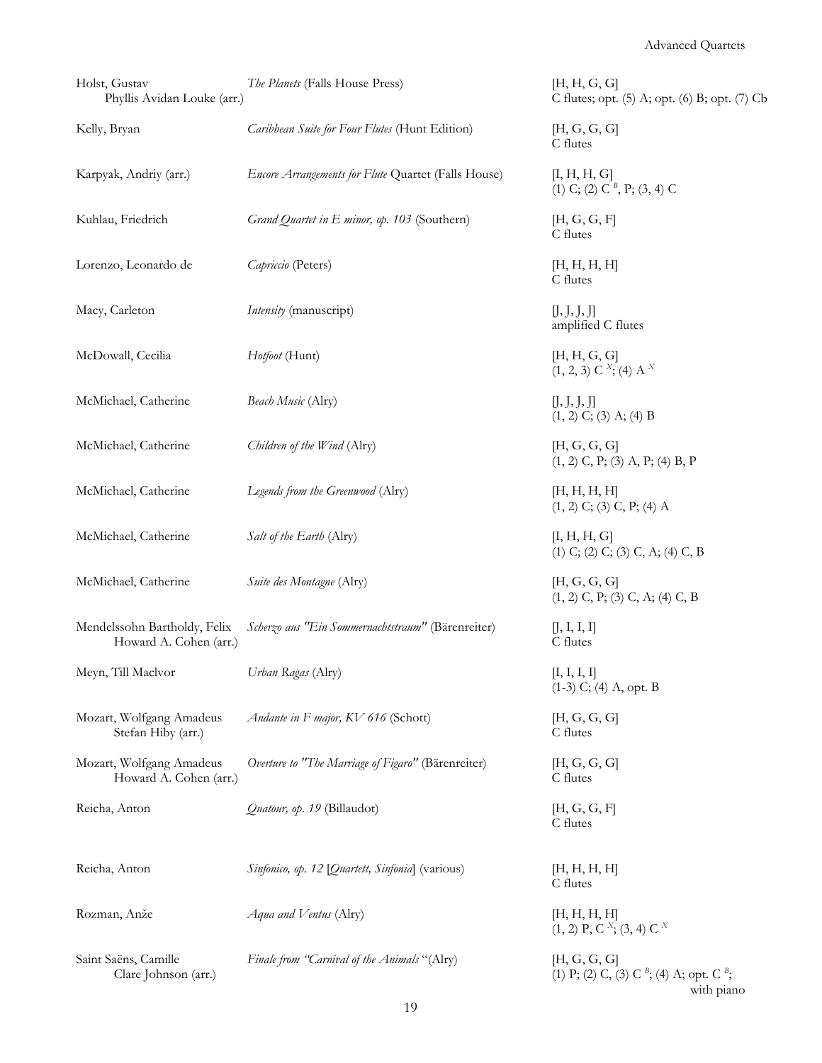| | | |
|---|---|---|
| Holst, Gustav<br>Phyllis Avidan Louke (arr.) | *The Planets* (Falls House Press) | [H, H, G, G]<br>C flutes; opt. (5) A; opt. (6) B; opt. (7) Cb |
| Kelly, Bryan | *Caribbean Suite for Four Flutes* (Hunt Edition) | [H, G, G, G]<br>C flutes |
| Karpyak, Andriy (arr.) | *Encore Arrangements for Flute* Quartet (Falls House) | [I, H, H, G]<br>(1) C; (2) $C^{B}$, P; (3, 4) C |
| Kuhlau, Friedrich | *Grand Quartet in E minor, op. 103* (Southern) | [H, G, G, F]<br>C flutes |
| Lorenzo, Leonardo de | *Capriccio* (Peters) | [H, H, H, H]<br>C flutes |
| Macy, Carleton | *Intensity* (manuscript) | [J, J, J, J]<br>amplified C flutes |
| McDowall, Cecilia | *Hotfoot* (Hunt) | [H, H, G, G]<br>(1, 2, 3) $C^{X}$; (4) $A^{X}$ |
| McMichael, Catherine | *Beach Music* (Alry) | [J, J, J, J]<br>(1, 2) C; (3) A; (4) B |
| McMichael, Catherine | *Children of the Wind* (Alry) | [H, G, G, G]<br>(1, 2) C, P; (3) A, P; (4) B, P |
| McMichael, Catherine | *Legends from the Greenwood* (Alry) | [H, H, H, H]<br>(1, 2) C; (3) C, P; (4) A |
| McMichael, Catherine | *Salt of the Earth* (Alry) | [I, H, H, G]<br>(1) C; (2) C; (3) C, A; (4) C, B |
| McMichael, Catherine | *Suite des Montagne* (Alry) | [H, G, G, G]<br>(1, 2) C, P; (3) C, A; (4) C, B |
| Mendelssohn Bartholdy, Felix<br>Howard A. Cohen (arr.) | *Scherzo aus "Ein Sommernachtstraum"* (Bärenreiter) | [J, I, I, I]<br>C flutes |
| Meyn, Till MacIvor | *Urban Ragas* (Alry) | [I, I, I, I]<br>(1-3) C; (4) A, opt. B |
| Mozart, Wolfgang Amadeus<br>Stefan Hiby (arr.) | *Andante in F major, KV 616* (Schott) | [H, G, G, G]<br>C flutes |
| Mozart, Wolfgang Amadeus<br>Howard A. Cohen (arr.) | *Overture to "The Marriage of Figaro"* (Bärenreiter) | [H, G, G, G]<br>C flutes |
| Reicha, Anton | *Quatour, op. 19* (Billaudot) | [H, G, G, F]<br>C flutes |
| Reicha, Anton | *Sinfonico, op. 12* [*Quartett, Sinfonia*] (various) | [H, H, H, H]<br>C flutes |
| Rozman, Anže | *Aqua and Ventus* (Alry) | [H, H, H, H]<br>(1, 2) P, $C^{X}$; (3, 4) $C^{X}$ |
| Saint Saëns, Camille<br>Clare Johnson (arr.) | *Finale from "Carnival of the Animals"* (Alry) | [H, G, G, G]<br>(1) P; (2) C, (3) $C^{B}$; (4) A; opt. $C^{B}$;<br>with piano |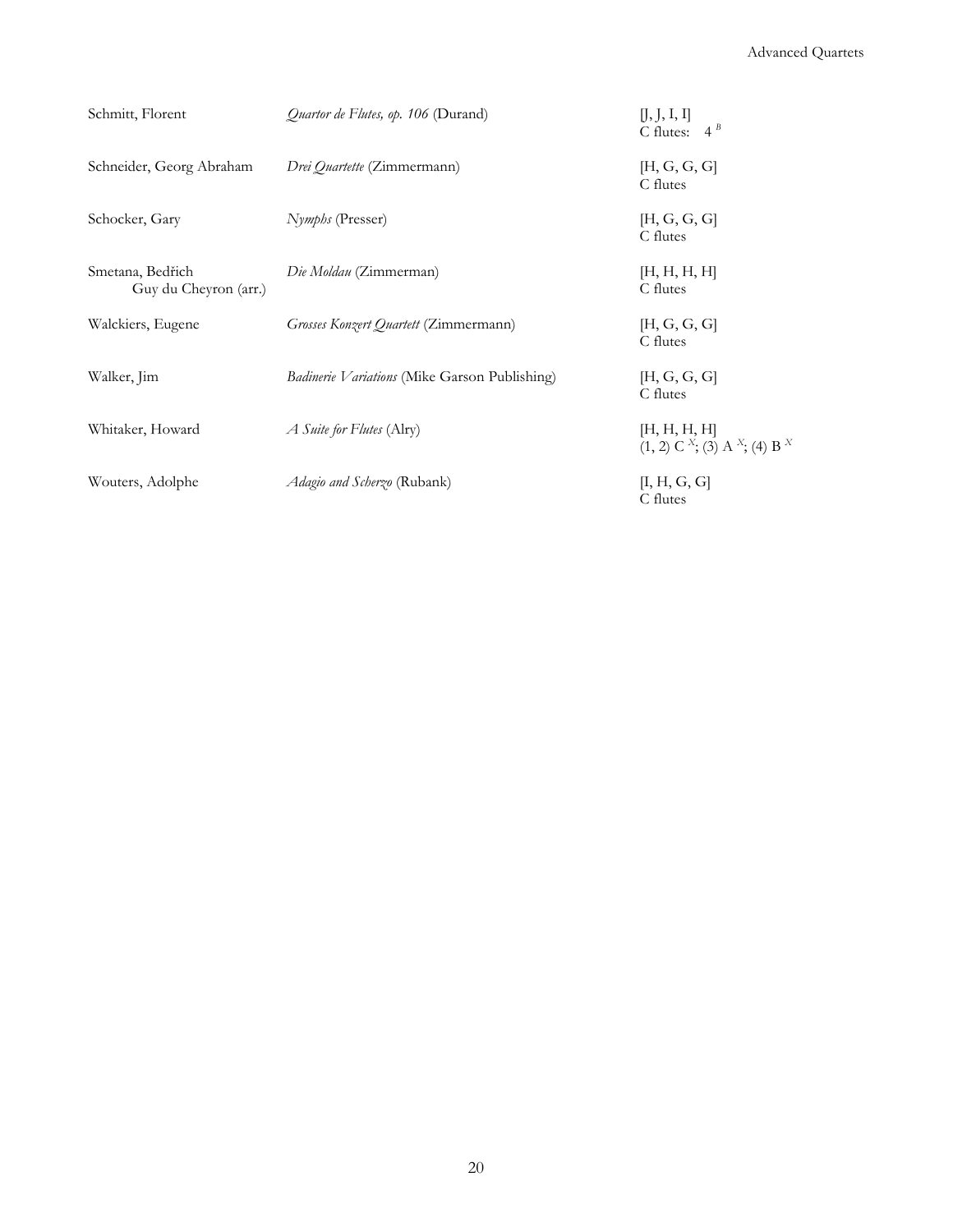| | | |
|---|---|---|
| Schmitt, Florent | *Quartor de Flutes, op. 106* (Durand) | [J, J, I, I]<br>C flutes: 4 [B] |
| Schneider, Georg Abraham | *Drei Quartette* (Zimmermann) | [H, G, G, G]<br>C flutes |
| Schocker, Gary | *Nymphs* (Presser) | [H, G, G, G]<br>C flutes |
| Smetana, Bedřich<br>Guy du Cheyron (arr.) | *Die Moldau* (Zimmerman) | [H, H, H, H]<br>C flutes |
| Walckiers, Eugene | *Grosses Konzert Quartett* (Zimmermann) | [H, G, G, G]<br>C flutes |
| Walker, Jim | *Badinerie Variations* (Mike Garson Publishing) | [H, G, G, G]<br>C flutes |
| Whitaker, Howard | *A Suite for Flutes* (Alry) | [H, H, H, H]<br>(1, 2) C [X]; (3) A [X]; (4) B [X] |
| Wouters, Adolphe | *Adagio and Scherzo* (Rubank) | [I, H, G, G]<br>C flutes |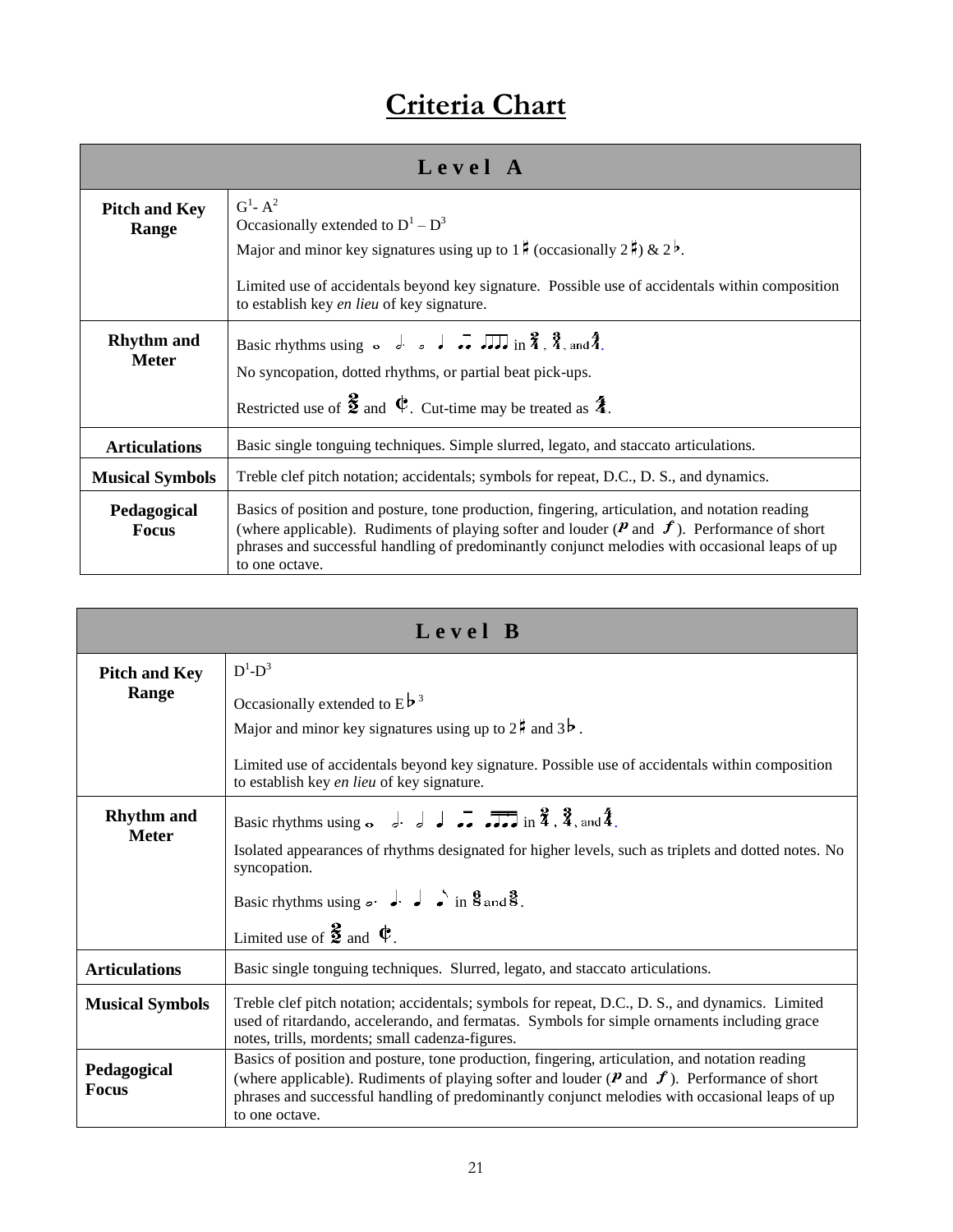# Criteria Chart

| Level A | |
|---|---|
| **Pitch and Key Range** | $G^1$- $A^2$<br>Occasionally extended to $D^1 – D^3$<br>Major and minor key signatures using up to 1♯ (occasionally 2♯) & 2♭.<br><br>Limited use of accidentals beyond key signature. Possible use of accidentals within composition to establish key *en lieu* of key signature. |
| **Rhythm and Meter** | Basic rhythms using 𝅝 𝅗𝅥. 𝅗𝅥 ♩ ♫ ♬ in 2/4, 3/4, and 4/4.<br>No syncopation, dotted rhythms, or partial beat pick-ups.<br>Restricted use of 2/2 and ¢. Cut-time may be treated as 4/4. |
| **Articulations** | Basic single tonguing techniques. Simple slurred, legato, and staccato articulations. |
| **Musical Symbols** | Treble clef pitch notation; accidentals; symbols for repeat, D.C., D. S., and dynamics. |
| **Pedagogical Focus** | Basics of position and posture, tone production, fingering, articulation, and notation reading (where applicable). Rudiments of playing softer and louder (*p* and *f*). Performance of short phrases and successful handling of predominantly conjunct melodies with occasional leaps of up to one octave. |

| Level B | |
|---|---|
| **Pitch and Key Range** | $D^1$-$D^3$<br>Occasionally extended to $E♭^3$<br>Major and minor key signatures using up to 2♯ and 3♭.<br><br>Limited use of accidentals beyond key signature. Possible use of accidentals within composition to establish key *en lieu* of key signature. |
| **Rhythm and Meter** | Basic rhythms using 𝅝 𝅗𝅥. 𝅗𝅥 ♩ ♫ ♬ in 2/4, 3/4, and 4/4.<br>Isolated appearances of rhythms designated for higher levels, such as triplets and dotted notes. No syncopation.<br>Basic rhythms using 𝅗𝅥. ♩. ♩ ♪ in 6/8 and 3/8.<br>Limited use of 2/2 and ¢. |
| **Articulations** | Basic single tonguing techniques. Slurred, legato, and staccato articulations. |
| **Musical Symbols** | Treble clef pitch notation; accidentals; symbols for repeat, D.C., D. S., and dynamics. Limited used of ritardando, accelerando, and fermatas. Symbols for simple ornaments including grace notes, trills, mordents; small cadenza-figures. |
| **Pedagogical Focus** | Basics of position and posture, tone production, fingering, articulation, and notation reading (where applicable). Rudiments of playing softer and louder (*p* and *f*). Performance of short phrases and successful handling of predominantly conjunct melodies with occasional leaps of up to one octave. |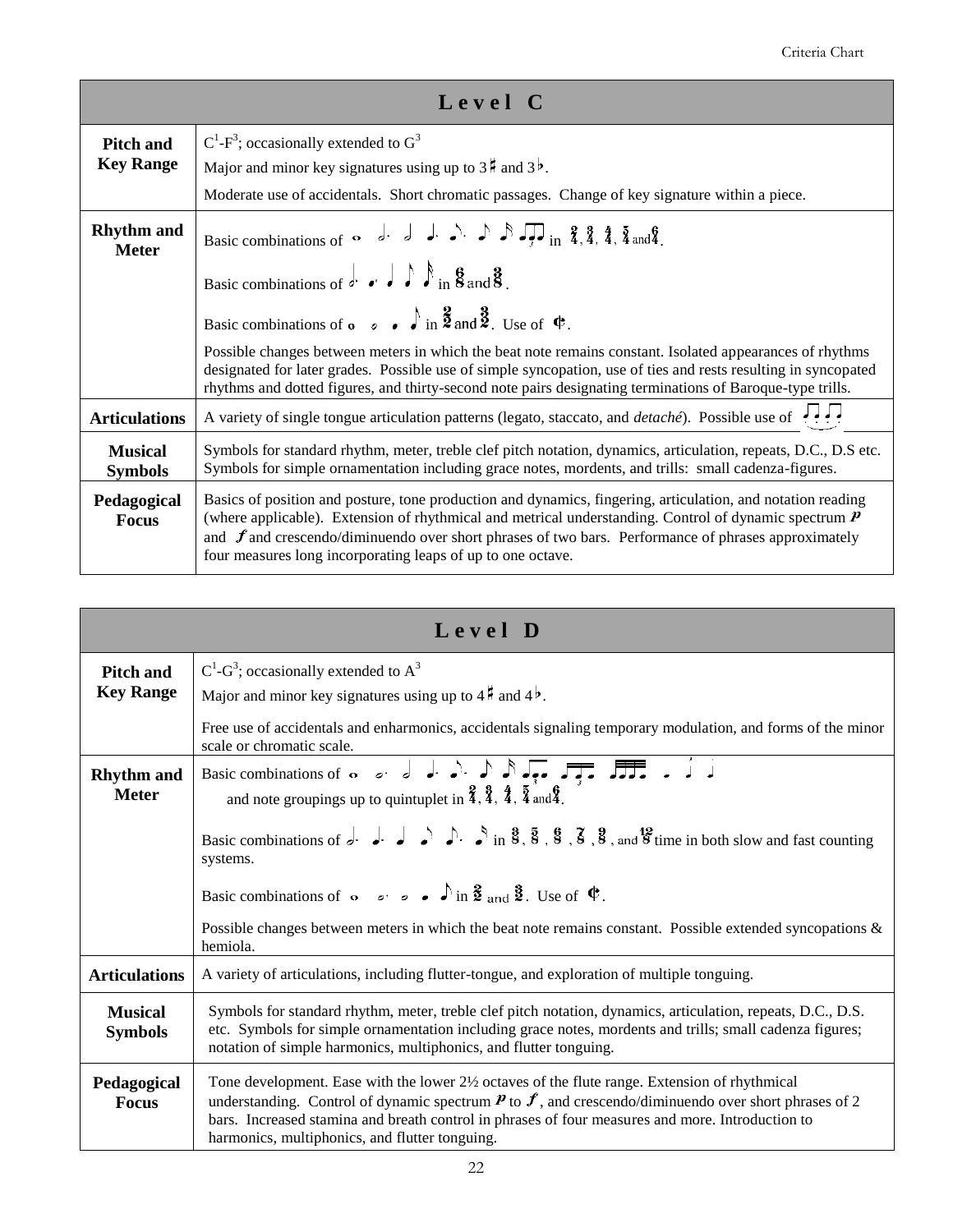| **Level C** | |
|---|---|
| **Pitch and Key Range** | $C^1$-$F^3$; occasionally extended to $G^3$<br>Major and minor key signatures using up to 3♯ and 3♭.<br>Moderate use of accidentals. Short chromatic passages. Change of key signature within a piece. |
| **Rhythm and Meter** | Basic combinations of 𝅝 𝅗𝅥. 𝅗𝅥 ♩. ♪. ♪ 𝅘𝅥𝅯 (triplet) in 2/4, 3/4, 4/4, 5/4 and 6/4.<br>Basic combinations of 𝅗𝅥. ♩. ♩ ♪ 𝅘𝅥𝅯 in 6/8 and 3/8.<br>Basic combinations of 𝅝 𝅗𝅥 ♩ ♪ in 2/2 and 3/2. Use of ¢.<br>Possible changes between meters in which the beat note remains constant. Isolated appearances of rhythms designated for later grades. Possible use of simple syncopation, use of ties and rests resulting in syncopated rhythms and dotted figures, and thirty-second note pairs designating terminations of Baroque-type trills. |
| **Articulations** | A variety of single tongue articulation patterns (legato, staccato, and *detaché*). Possible use of ♫♫ |
| **Musical Symbols** | Symbols for standard rhythm, meter, treble clef pitch notation, dynamics, articulation, repeats, D.C., D.S etc. Symbols for simple ornamentation including grace notes, mordents, and trills: small cadenza-figures. |
| **Pedagogical Focus** | Basics of position and posture, tone production and dynamics, fingering, articulation, and notation reading (where applicable). Extension of rhythmical and metrical understanding. Control of dynamic spectrum *p* and *f* and crescendo/diminuendo over short phrases of two bars. Performance of phrases approximately four measures long incorporating leaps of up to one octave. |

| **Level D** | |
|---|---|
| **Pitch and Key Range** | $C^1$-$G^3$; occasionally extended to $A^3$<br>Major and minor key signatures using up to 4♯ and 4♭.<br>Free use of accidentals and enharmonics, accidentals signaling temporary modulation, and forms of the minor scale or chromatic scale. |
| **Rhythm and Meter** | Basic combinations of 𝅝 𝅗𝅥. 𝅗𝅥 ♩. ♪. ♪ 𝅘𝅥𝅯 (triplets) and note groupings up to quintuplet in 2/4, 3/4, 4/4, 5/4 and 6/4.<br>Basic combinations of 𝅗𝅥. ♩. ♩ ♪ ♪. 𝅘𝅥𝅯 in 3/8, 5/8, 6/8, 7/8, 9/8, and 12/8 time in both slow and fast counting systems.<br>Basic combinations of 𝅝 𝅗𝅥. 𝅗𝅥 ♩ ♪ in 2/2 and 3/2. Use of ¢.<br>Possible changes between meters in which the beat note remains constant. Possible extended syncopations & hemiola. |
| **Articulations** | A variety of articulations, including flutter-tongue, and exploration of multiple tonguing. |
| **Musical Symbols** | Symbols for standard rhythm, meter, treble clef pitch notation, dynamics, articulation, repeats, D.C., D.S. etc. Symbols for simple ornamentation including grace notes, mordents and trills; small cadenza figures; notation of simple harmonics, multiphonics, and flutter tonguing. |
| **Pedagogical Focus** | Tone development. Ease with the lower 2½ octaves of the flute range. Extension of rhythmical understanding. Control of dynamic spectrum *p* to *f*, and crescendo/diminuendo over short phrases of 2 bars. Increased stamina and breath control in phrases of four measures and more. Introduction to harmonics, multiphonics, and flutter tonguing. |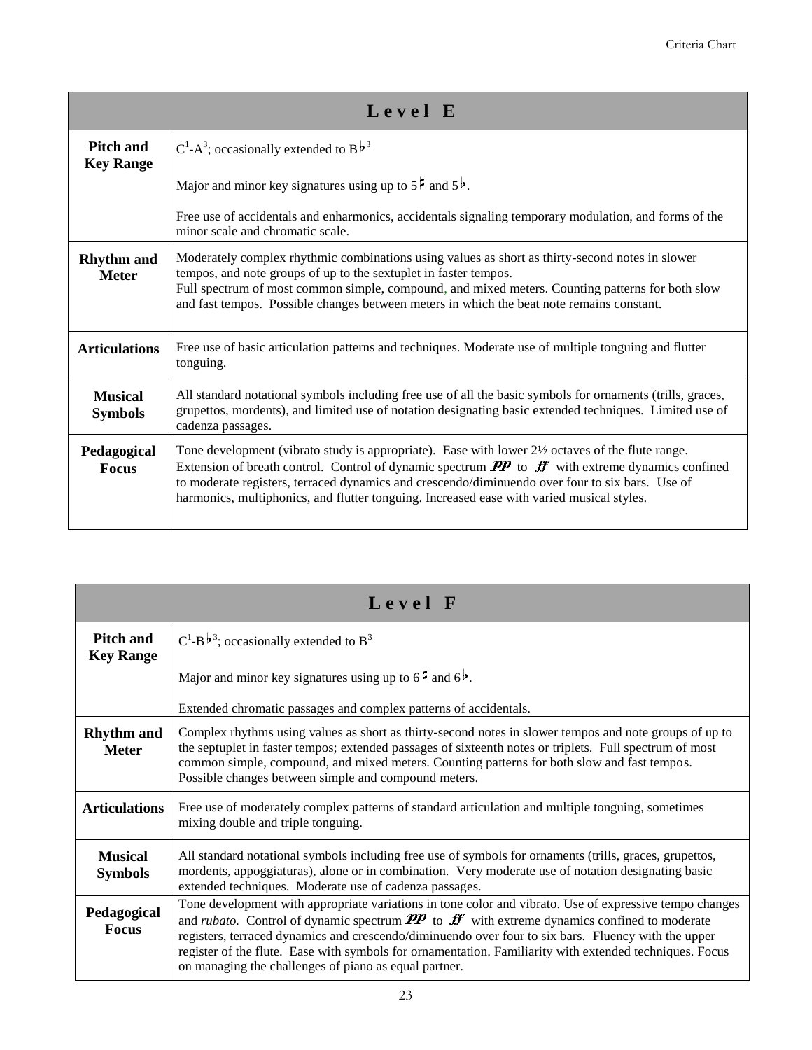| Level E | |
|---|---|
| **Pitch and Key Range** | $C^1$-$A^3$; occasionally extended to $B\flat^3$<br><br>Major and minor key signatures using up to 5♯ and 5♭.<br><br>Free use of accidentals and enharmonics, accidentals signaling temporary modulation, and forms of the minor scale and chromatic scale. |
| **Rhythm and Meter** | Moderately complex rhythmic combinations using values as short as thirty-second notes in slower tempos, and note groups of up to the sextuplet in faster tempos.<br>Full spectrum of most common simple, compound, and mixed meters. Counting patterns for both slow and fast tempos. Possible changes between meters in which the beat note remains constant. |
| **Articulations** | Free use of basic articulation patterns and techniques. Moderate use of multiple tonguing and flutter tonguing. |
| **Musical Symbols** | All standard notational symbols including free use of all the basic symbols for ornaments (trills, graces, grupettos, mordents), and limited use of notation designating basic extended techniques. Limited use of cadenza passages. |
| **Pedagogical Focus** | Tone development (vibrato study is appropriate). Ease with lower 2½ octaves of the flute range. Extension of breath control. Control of dynamic spectrum ***pp*** to ***ff*** with extreme dynamics confined to moderate registers, terraced dynamics and crescendo/diminuendo over four to six bars. Use of harmonics, multiphonics, and flutter tonguing. Increased ease with varied musical styles. |

| Level F | |
|---|---|
| **Pitch and Key Range** | $C^1$-$B\flat^3$; occasionally extended to $B^3$<br><br>Major and minor key signatures using up to 6♯ and 6♭.<br><br>Extended chromatic passages and complex patterns of accidentals. |
| **Rhythm and Meter** | Complex rhythms using values as short as thirty-second notes in slower tempos and note groups of up to the septuplet in faster tempos; extended passages of sixteenth notes or triplets. Full spectrum of most common simple, compound, and mixed meters. Counting patterns for both slow and fast tempos. Possible changes between simple and compound meters. |
| **Articulations** | Free use of moderately complex patterns of standard articulation and multiple tonguing, sometimes mixing double and triple tonguing. |
| **Musical Symbols** | All standard notational symbols including free use of symbols for ornaments (trills, graces, grupettos, mordents, appoggiaturas), alone or in combination. Very moderate use of notation designating basic extended techniques. Moderate use of cadenza passages. |
| **Pedagogical Focus** | Tone development with appropriate variations in tone color and vibrato. Use of expressive tempo changes and *rubato.* Control of dynamic spectrum ***pp*** to ***ff*** with extreme dynamics confined to moderate registers, terraced dynamics and crescendo/diminuendo over four to six bars. Fluency with the upper register of the flute. Ease with symbols for ornamentation. Familiarity with extended techniques. Focus on managing the challenges of piano as equal partner. |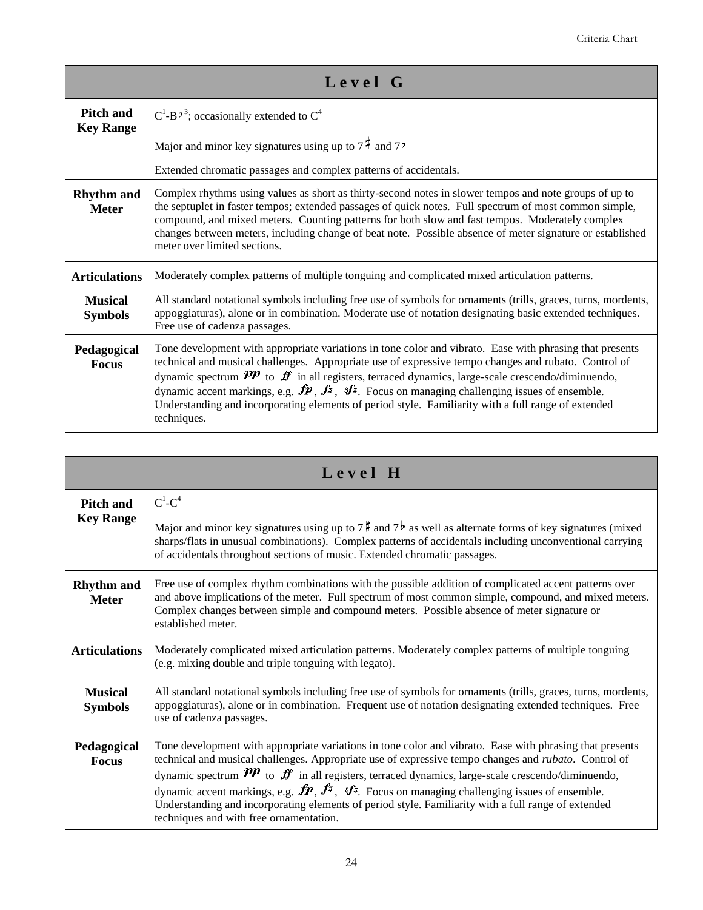| Level G | |
|---|---|
| **Pitch and Key Range** | $C^1$-$B\flat^3$; occasionally extended to $C^4$<br><br>Major and minor key signatures using up to 7♯ and 7♭<br><br>Extended chromatic passages and complex patterns of accidentals. |
| **Rhythm and Meter** | Complex rhythms using values as short as thirty-second notes in slower tempos and note groups of up to the septuplet in faster tempos; extended passages of quick notes. Full spectrum of most common simple, compound, and mixed meters. Counting patterns for both slow and fast tempos. Moderately complex changes between meters, including change of beat note. Possible absence of meter signature or established meter over limited sections. |
| **Articulations** | Moderately complex patterns of multiple tonguing and complicated mixed articulation patterns. |
| **Musical Symbols** | All standard notational symbols including free use of symbols for ornaments (trills, graces, turns, mordents, appoggiaturas), alone or in combination. Moderate use of notation designating basic extended techniques. Free use of cadenza passages. |
| **Pedagogical Focus** | Tone development with appropriate variations in tone color and vibrato. Ease with phrasing that presents technical and musical challenges. Appropriate use of expressive tempo changes and rubato. Control of dynamic spectrum *pp* to *ff* in all registers, terraced dynamics, large-scale crescendo/diminuendo, dynamic accent markings, e.g. *fp*, *fz*, *sfz*. Focus on managing challenging issues of ensemble. Understanding and incorporating elements of period style. Familiarity with a full range of extended techniques. |

| Level H | |
|---|---|
| **Pitch and Key Range** | $C^1$-$C^4$<br><br>Major and minor key signatures using up to 7♯ and 7♭ as well as alternate forms of key signatures (mixed sharps/flats in unusual combinations). Complex patterns of accidentals including unconventional carrying of accidentals throughout sections of music. Extended chromatic passages. |
| **Rhythm and Meter** | Free use of complex rhythm combinations with the possible addition of complicated accent patterns over and above implications of the meter. Full spectrum of most common simple, compound, and mixed meters. Complex changes between simple and compound meters. Possible absence of meter signature or established meter. |
| **Articulations** | Moderately complicated mixed articulation patterns. Moderately complex patterns of multiple tonguing (e.g. mixing double and triple tonguing with legato). |
| **Musical Symbols** | All standard notational symbols including free use of symbols for ornaments (trills, graces, turns, mordents, appoggiaturas), alone or in combination. Frequent use of notation designating extended techniques. Free use of cadenza passages. |
| **Pedagogical Focus** | Tone development with appropriate variations in tone color and vibrato. Ease with phrasing that presents technical and musical challenges. Appropriate use of expressive tempo changes and *rubato*. Control of dynamic spectrum *pp* to *ff* in all registers, terraced dynamics, large-scale crescendo/diminuendo, dynamic accent markings, e.g. *fp*, *fz*, *sfz*. Focus on managing challenging issues of ensemble. Understanding and incorporating elements of period style. Familiarity with a full range of extended techniques and with free ornamentation. |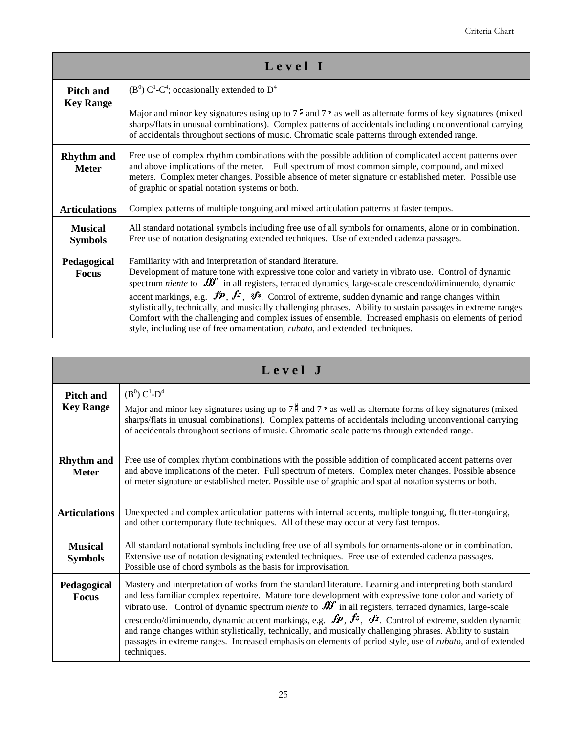| Level I | |
|---|---|
| **Pitch and Key Range** | ($B^0$) $C^1$-$C^4$; occasionally extended to $D^4$<br><br>Major and minor key signatures using up to 7♯ and 7♭ as well as alternate forms of key signatures (mixed sharps/flats in unusual combinations). Complex patterns of accidentals including unconventional carrying of accidentals throughout sections of music. Chromatic scale patterns through extended range. |
| **Rhythm and Meter** | Free use of complex rhythm combinations with the possible addition of complicated accent patterns over and above implications of the meter. Full spectrum of most common simple, compound, and mixed meters. Complex meter changes. Possible absence of meter signature or established meter. Possible use of graphic or spatial notation systems or both. |
| **Articulations** | Complex patterns of multiple tonguing and mixed articulation patterns at faster tempos. |
| **Musical Symbols** | All standard notational symbols including free use of all symbols for ornaments, alone or in combination. Free use of notation designating extended techniques. Use of extended cadenza passages. |
| **Pedagogical Focus** | Familiarity with and interpretation of standard literature.<br>Development of mature tone with expressive tone color and variety in vibrato use. Control of dynamic spectrum *niente* to ***fff*** in all registers, terraced dynamics, large-scale crescendo/diminuendo, dynamic accent markings, e.g. ***fp***, ***fz***, ***sfz***. Control of extreme, sudden dynamic and range changes within stylistically, technically, and musically challenging phrases. Ability to sustain passages in extreme ranges. Comfort with the challenging and complex issues of ensemble. Increased emphasis on elements of period style, including use of free ornamentation, *rubato*, and extended techniques. |

| Level J | |
|---|---|
| **Pitch and Key Range** | ($B^0$) $C^1$-$D^4$<br><br>Major and minor key signatures using up to 7♯ and 7♭ as well as alternate forms of key signatures (mixed sharps/flats in unusual combinations). Complex patterns of accidentals including unconventional carrying of accidentals throughout sections of music. Chromatic scale patterns through extended range. |
| **Rhythm and Meter** | Free use of complex rhythm combinations with the possible addition of complicated accent patterns over and above implications of the meter. Full spectrum of meters. Complex meter changes. Possible absence of meter signature or established meter. Possible use of graphic and spatial notation systems or both. |
| **Articulations** | Unexpected and complex articulation patterns with internal accents, multiple tonguing, flutter-tonguing, and other contemporary flute techniques. All of these may occur at very fast tempos. |
| **Musical Symbols** | All standard notational symbols including free use of all symbols for ornaments-alone or in combination. Extensive use of notation designating extended techniques. Free use of extended cadenza passages. Possible use of chord symbols as the basis for improvisation. |
| **Pedagogical Focus** | Mastery and interpretation of works from the standard literature. Learning and interpreting both standard and less familiar complex repertoire. Mature tone development with expressive tone color and variety of vibrato use. Control of dynamic spectrum *niente* to ***fff*** in all registers, terraced dynamics, large-scale crescendo/diminuendo, dynamic accent markings, e.g. ***fp***, ***fz***, ***sfz***. Control of extreme, sudden dynamic and range changes within stylistically, technically, and musically challenging phrases. Ability to sustain passages in extreme ranges. Increased emphasis on elements of period style, use of *rubato*, and of extended techniques. |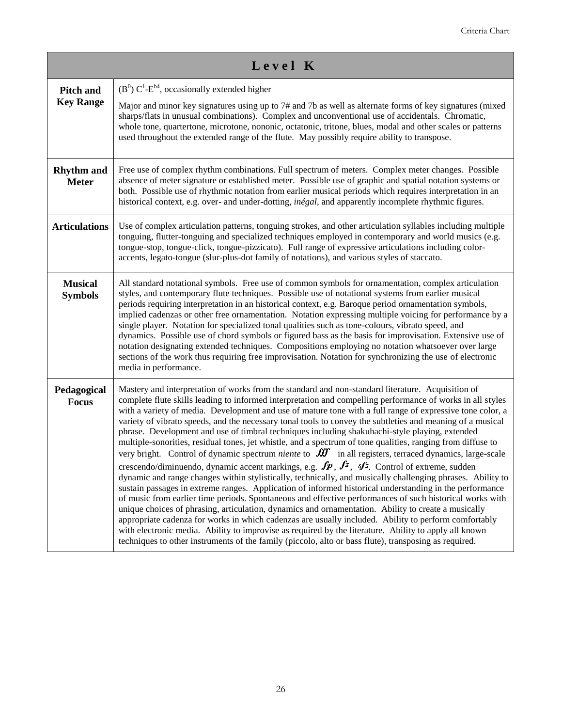| Level K | |
|---|---|
| **Pitch and Key Range** | ($B^0$) $C^1$-$E^{b4}$, occasionally extended higher<br><br>Major and minor key signatures using up to 7# and 7b as well as alternate forms of key signatures (mixed sharps/flats in unusual combinations). Complex and unconventional use of accidentals. Chromatic, whole tone, quartertone, microtone, nononic, octatonic, tritone, blues, modal and other scales or patterns used throughout the extended range of the flute. May possibly require ability to transpose. |
| **Rhythm and Meter** | Free use of complex rhythm combinations. Full spectrum of meters. Complex meter changes. Possible absence of meter signature or established meter. Possible use of graphic and spatial notation systems or both. Possible use of rhythmic notation from earlier musical periods which requires interpretation in an historical context, e.g. over- and under-dotting, *inégal*, and apparently incomplete rhythmic figures. |
| **Articulations** | Use of complex articulation patterns, tonguing strokes, and other articulation syllables including multiple tonguing, flutter-tonguing and specialized techniques employed in contemporary and world musics (e.g. tongue-stop, tongue-click, tongue-pizzicato). Full range of expressive articulations including color-accents, legato-tongue (slur-plus-dot family of notations), and various styles of staccato. |
| **Musical Symbols** | All standard notational symbols. Free use of common symbols for ornamentation, complex articulation styles, and contemporary flute techniques. Possible use of notational systems from earlier musical periods requiring interpretation in an historical context, e.g. Baroque period ornamentation symbols, implied cadenzas or other free ornamentation. Notation expressing multiple voicing for performance by a single player. Notation for specialized tonal qualities such as tone-colours, vibrato speed, and dynamics. Possible use of chord symbols or figured bass as the basis for improvisation. Extensive use of notation designating extended techniques. Compositions employing no notation whatsoever over large sections of the work thus requiring free improvisation. Notation for synchronizing the use of electronic media in performance. |
| **Pedagogical Focus** | Mastery and interpretation of works from the standard and non-standard literature. Acquisition of complete flute skills leading to informed interpretation and compelling performance of works in all styles with a variety of media. Development and use of mature tone with a full range of expressive tone color, a variety of vibrato speeds, and the necessary tonal tools to convey the subtleties and meaning of a musical phrase. Development and use of timbral techniques including shakuhachi-style playing, extended multiple-sonorities, residual tones, jet whistle, and a spectrum of tone qualities, ranging from diffuse to very bright. Control of dynamic spectrum *niente* to ***fff*** in all registers, terraced dynamics, large-scale crescendo/diminuendo, dynamic accent markings, e.g. ***fp***, ***fz***, ***sfz***. Control of extreme, sudden dynamic and range changes within stylistically, technically, and musically challenging phrases. Ability to sustain passages in extreme ranges. Application of informed historical understanding in the performance of music from earlier time periods. Spontaneous and effective performances of such historical works with unique choices of phrasing, articulation, dynamics and ornamentation. Ability to create a musically appropriate cadenza for works in which cadenzas are usually included. Ability to perform comfortably with electronic media. Ability to improvise as required by the literature. Ability to apply all known techniques to other instruments of the family (piccolo, alto or bass flute), transposing as required. |